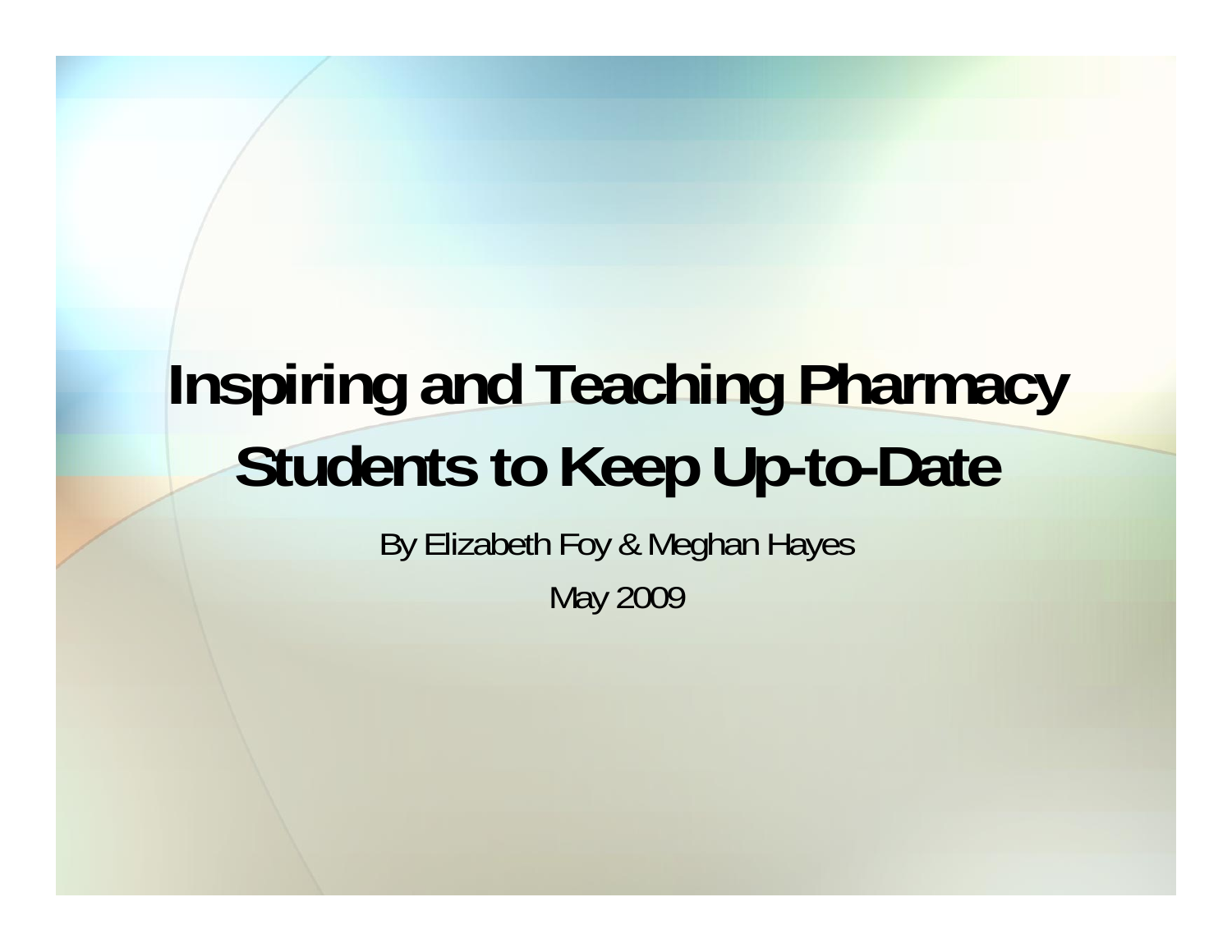# Inspiring and Teaching Pharmacy Students to Keep Up-to-Date

By Elizabeth Foy & Meghan Hayes

May 2009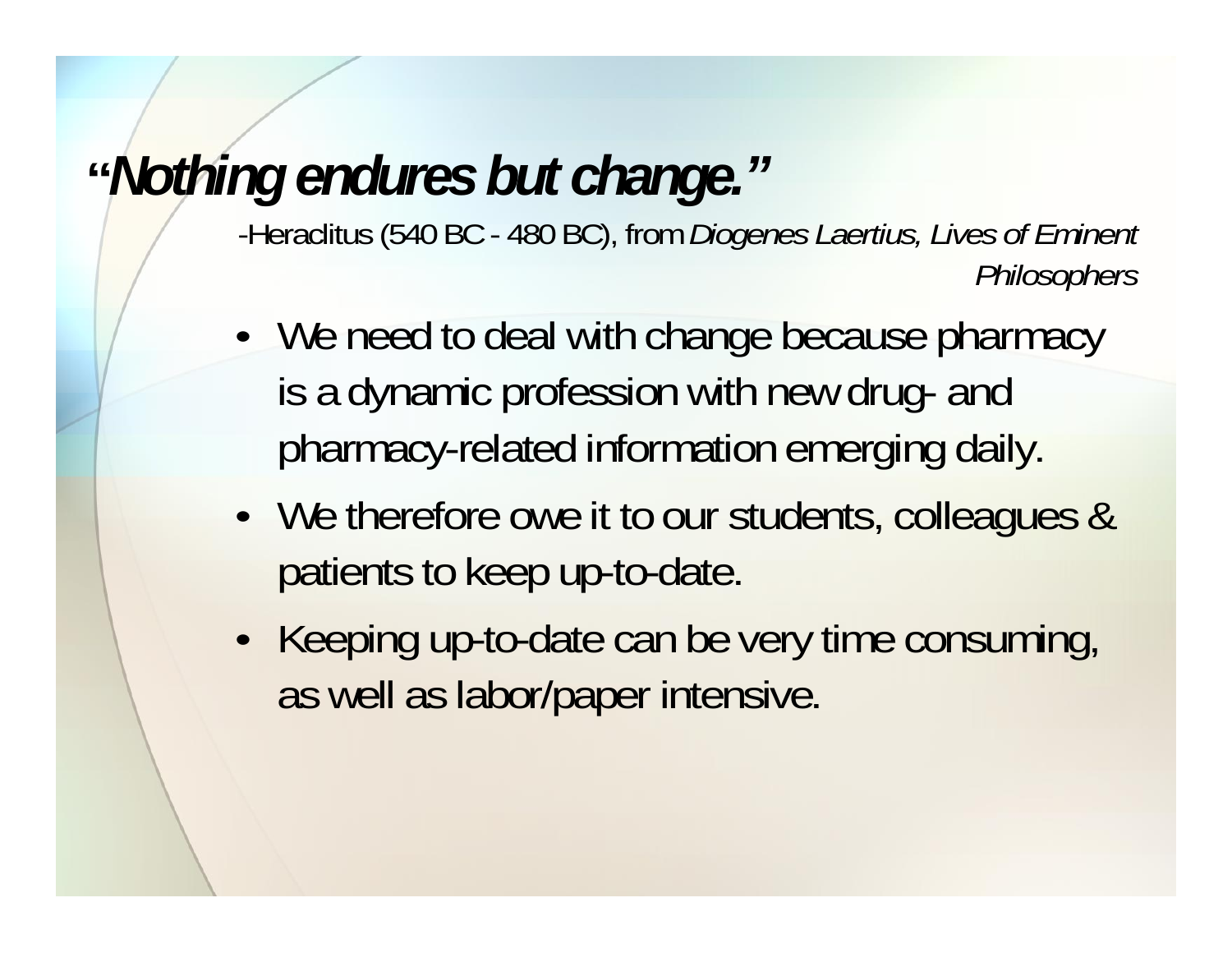# "*Nothing endures but change.*"

-Heraclitus (540 BC - 480 BC), from *Diogenes Laertius, Lives of Eminent Philosophers*

- We need to deal with change because pharmacy is a dynamic profession with new drug- and pharmacy-related information emerging daily.
- We therefore owe it to our students, colleagues & patients to keep up-to-date.
- Keeping up-to-date can be very time consuming, as well as labor/paper intensive.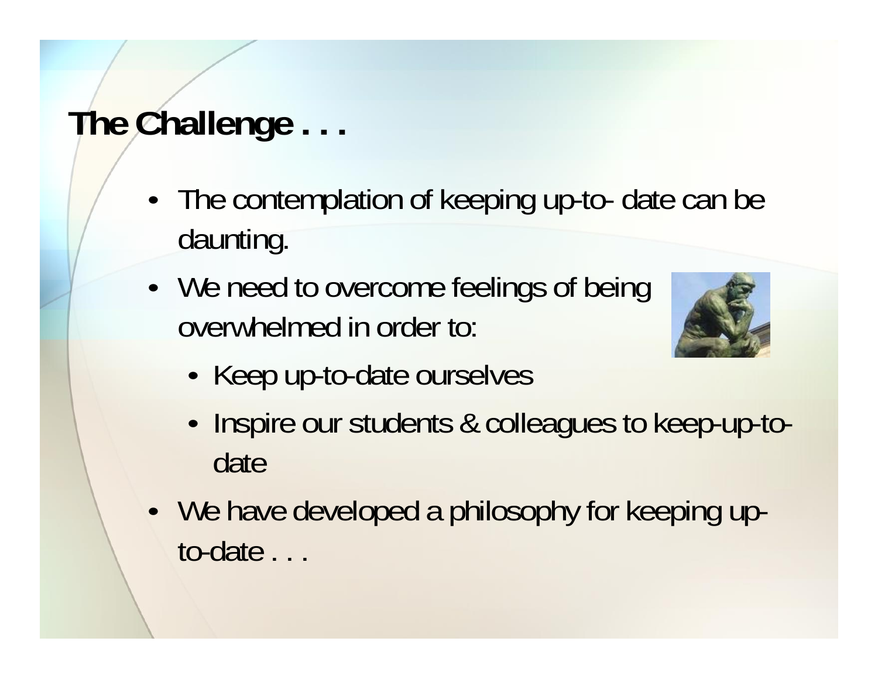# The Challenge . . .

- The contemplation of keeping up-to- date can be daunting.
- We need to overcome feelings of being overwhelmed in order to:
  - Keep up-to-date ourselves
  - Inspire our students & colleagues to keep-up-to-date
- We have developed a philosophy for keeping up-to-date . . .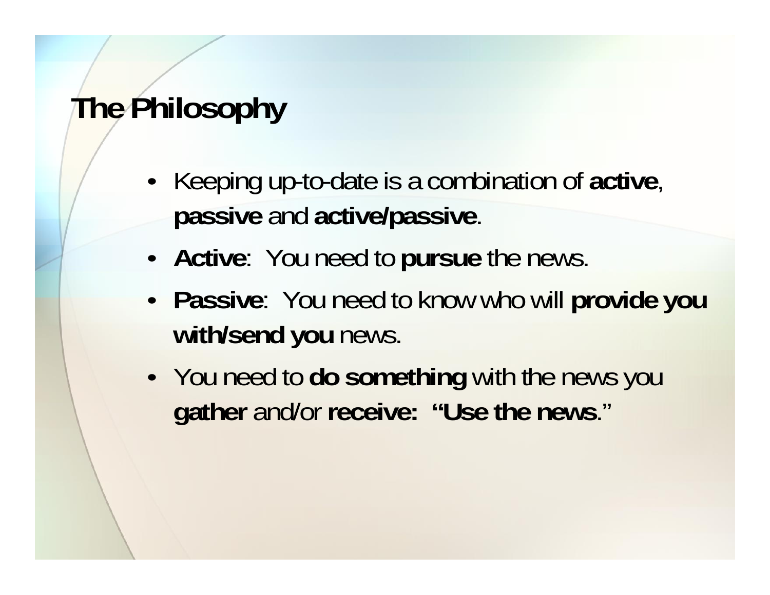# The Philosophy

- Keeping up-to-date is a combination of **active**, **passive** and **active/passive**.
- **Active**: You need to **pursue** the news.
- **Passive**: You need to know who will **provide you with/send you** news.
- You need to **do something** with the news you **gather** and/or **receive: "Use the news**."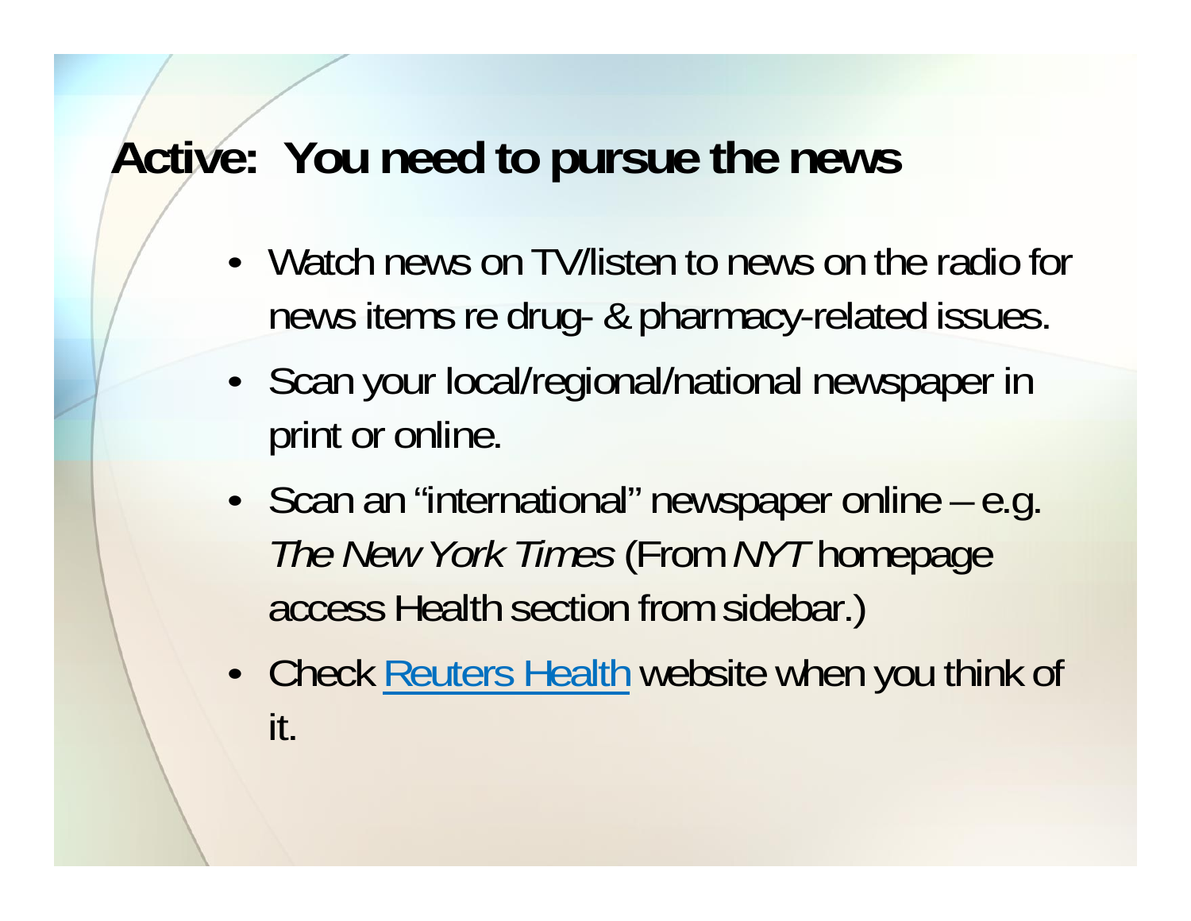# Active: You need to pursue the news

- Watch news on TV/listen to news on the radio for news items re drug- & pharmacy-related issues.
- Scan your local/regional/national newspaper in print or online.
- Scan an "international" newspaper online – e.g. *The New York Times* (From *NYT* homepage access Health section from sidebar.)
- Check Reuters Health website when you think of it.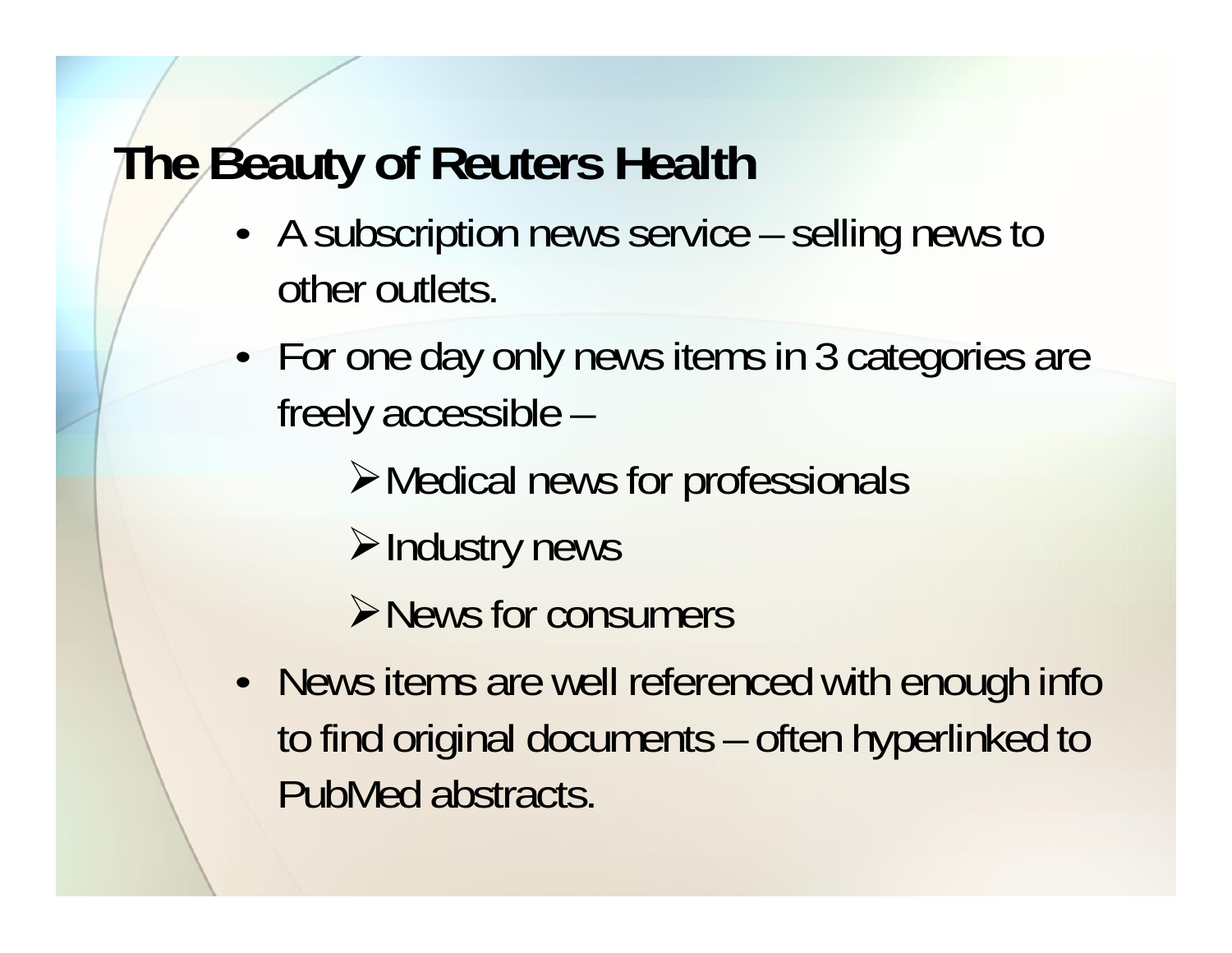# The Beauty of Reuters Health

- A subscription news service – selling news to other outlets.
- For one day only news items in 3 categories are freely accessible –
  - Medical news for professionals
  - Industry news
  - News for consumers
- News items are well referenced with enough info to find original documents – often hyperlinked to PubMed abstracts.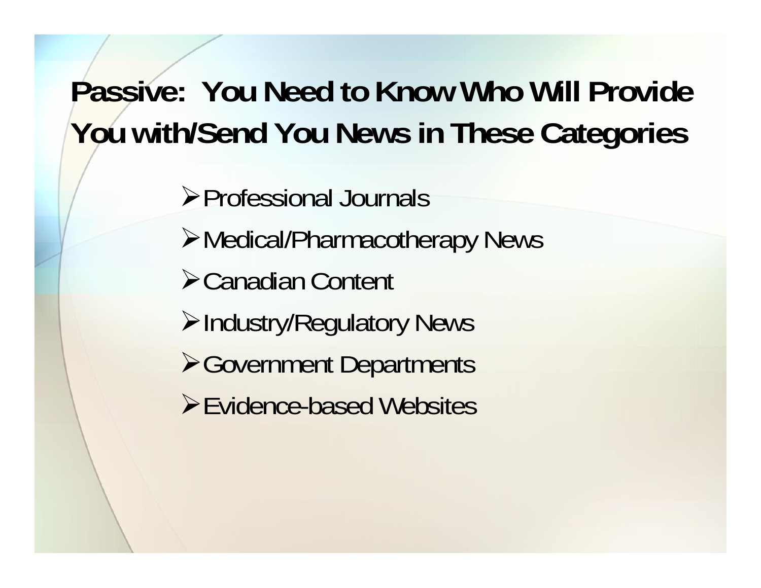# Passive: You Need to Know Who Will Provide You with/Send You News in These Categories

- Professional Journals
- Medical/Pharmacotherapy News
- Canadian Content
- Industry/Regulatory News
- Government Departments
- Evidence-based Websites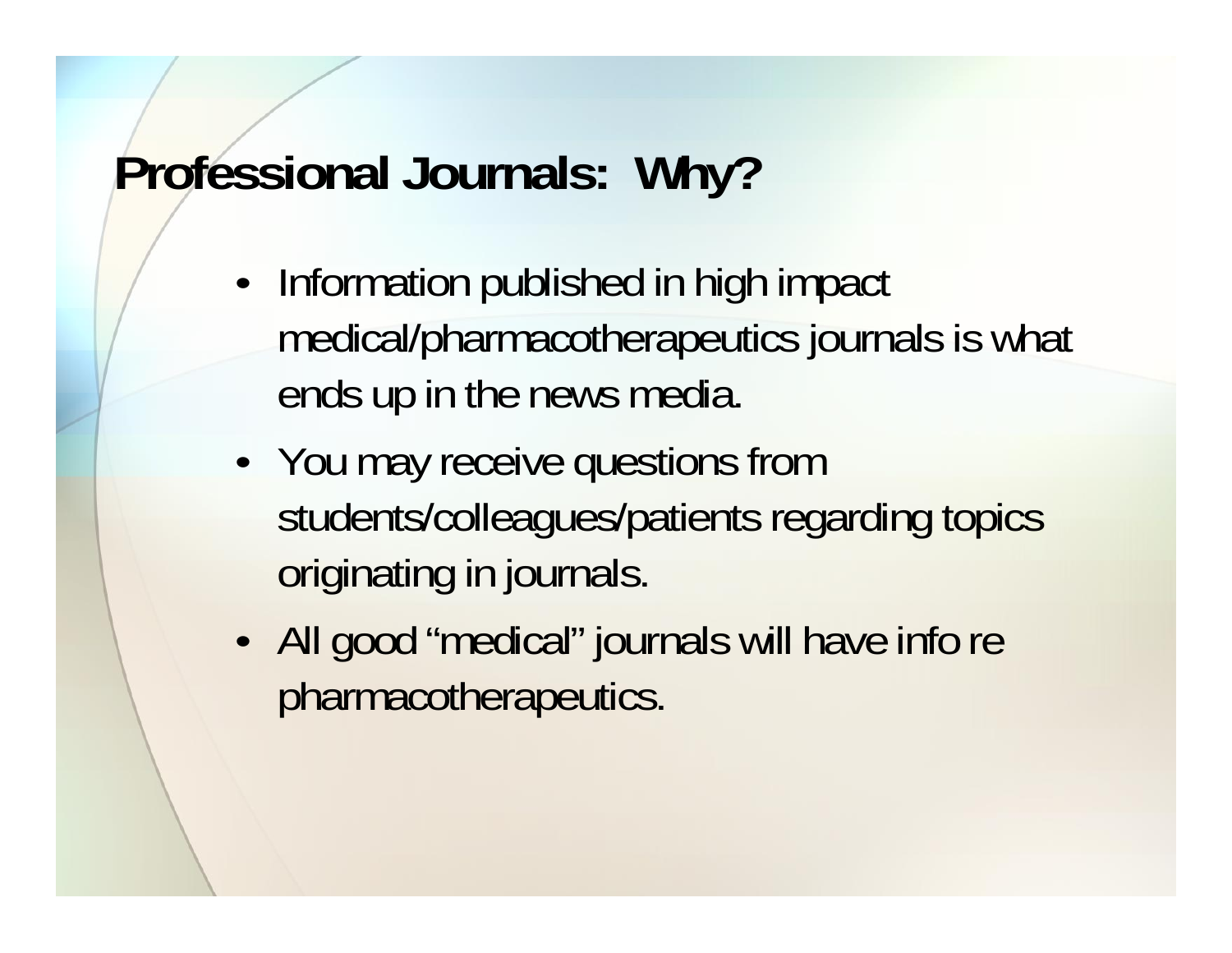# Professional Journals: Why?

- Information published in high impact medical/pharmacotherapeutics journals is what ends up in the news media.
- You may receive questions from students/colleagues/patients regarding topics originating in journals.
- All good "medical" journals will have info re pharmacotherapeutics.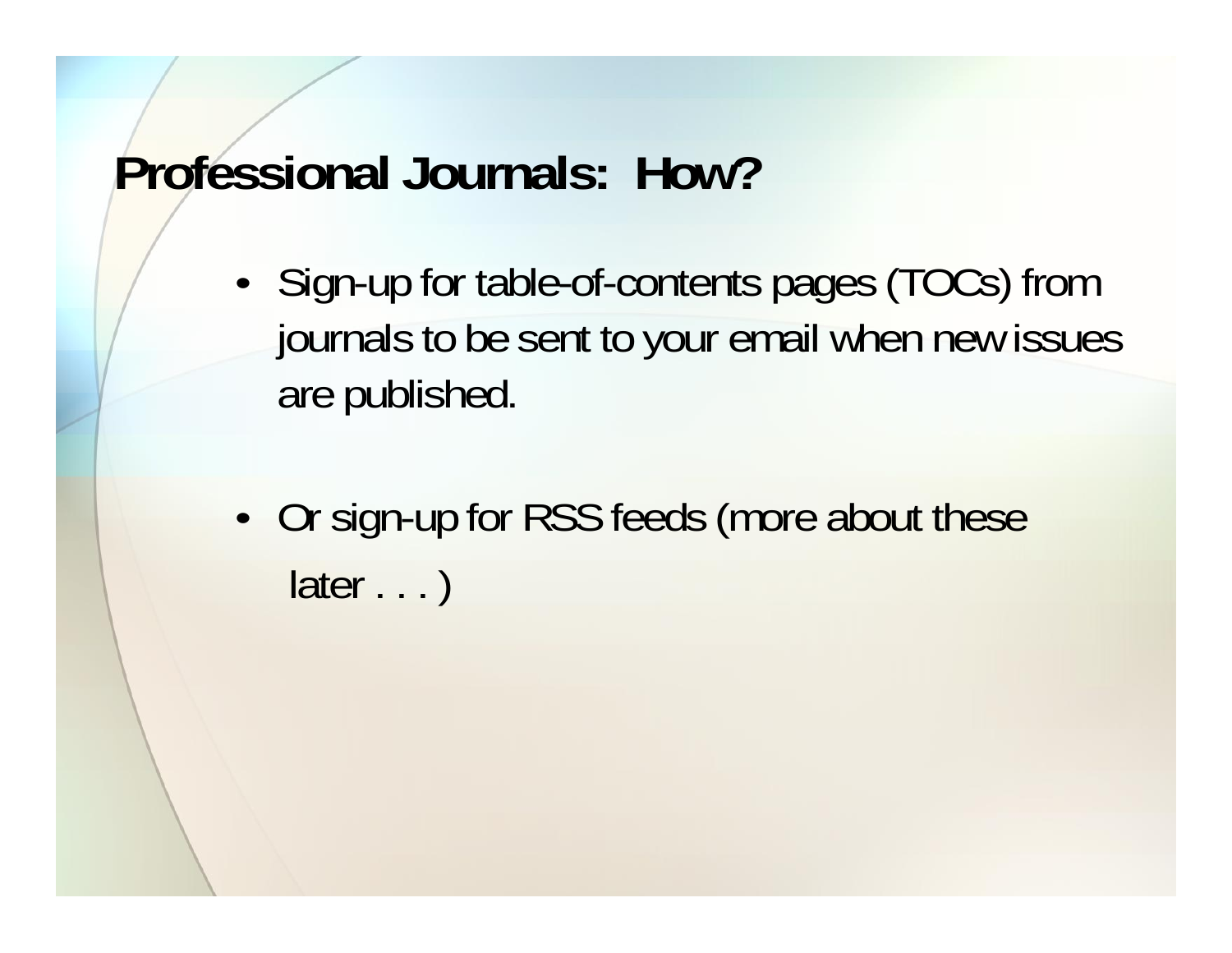# Professional Journals: How?

- Sign-up for table-of-contents pages (TOCs) from journals to be sent to your email when new issues are published.
- Or sign-up for RSS feeds (more about these later . . . )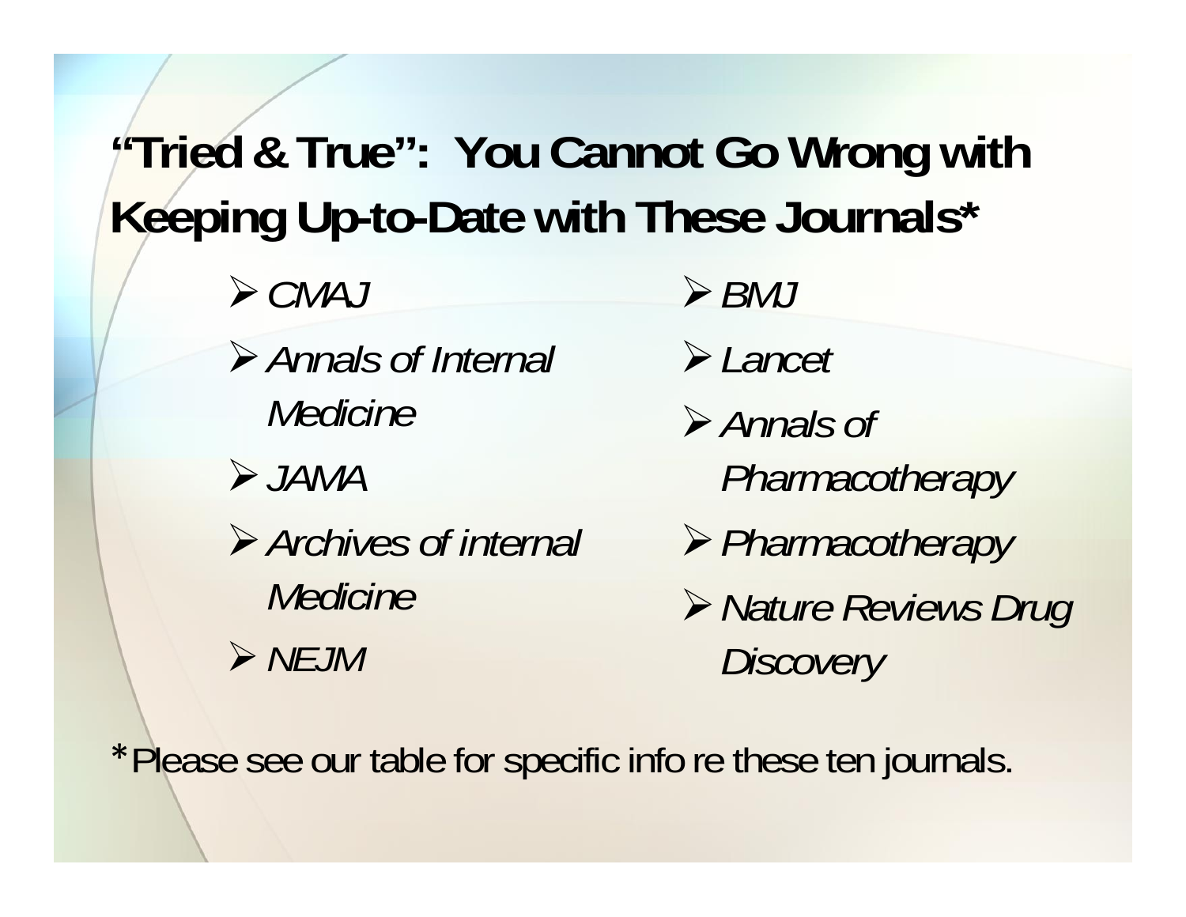# "Tried & True": You Cannot Go Wrong with Keeping Up-to-Date with These Journals*

- *CMAJ*
- *Annals of Internal Medicine*
- *JAMA*
- *Archives of internal Medicine*
- *NEJM*
- *BMJ*
- *Lancet*
- *Annals of Pharmacotherapy*
- *Pharmacotherapy*
- *Nature Reviews Drug Discovery*

*Please see our table for specific info re these ten journals.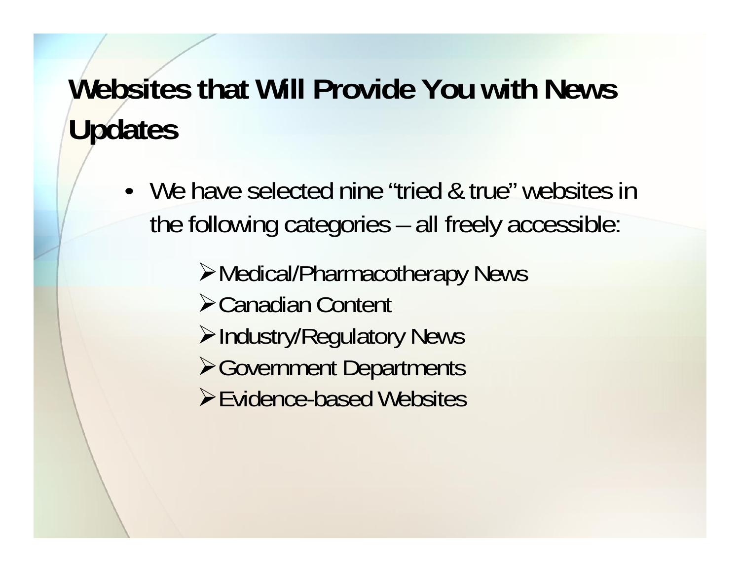# Websites that Will Provide You with News Updates

- We have selected nine "tried & true" websites in the following categories – all freely accessible:
  - Medical/Pharmacotherapy News
  - Canadian Content
  - Industry/Regulatory News
  - Government Departments
  - Evidence-based Websites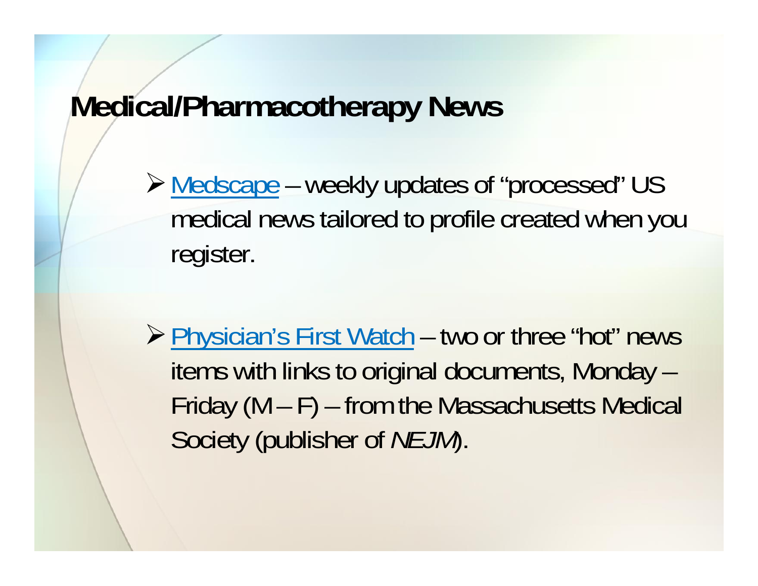# Medical/Pharmacotherapy News

- Medscape – weekly updates of "processed" US medical news tailored to profile created when you register.

- Physician's First Watch – two or three "hot" news items with links to original documents, Monday – Friday (M – F) – from the Massachusetts Medical Society (publisher of *NEJM*).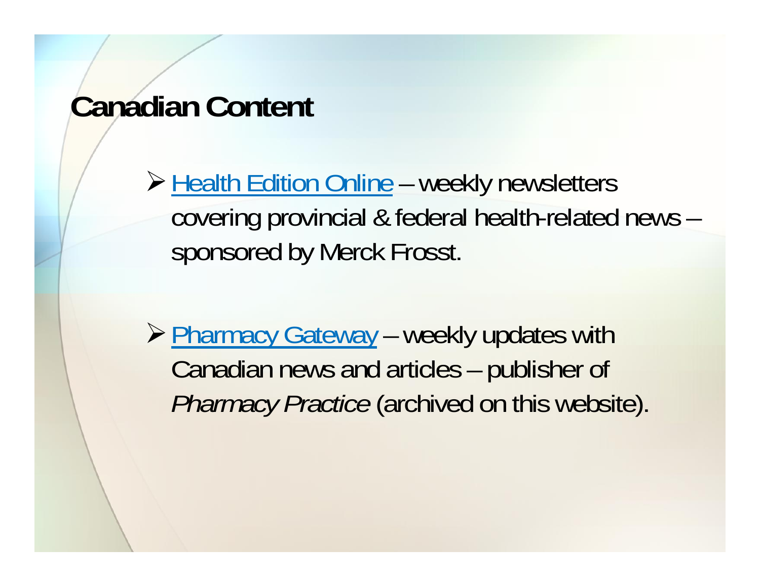# Canadian Content

- Health Edition Online – weekly newsletters covering provincial & federal health-related news – sponsored by Merck Frosst.

- Pharmacy Gateway – weekly updates with Canadian news and articles – publisher of *Pharmacy Practice* (archived on this website).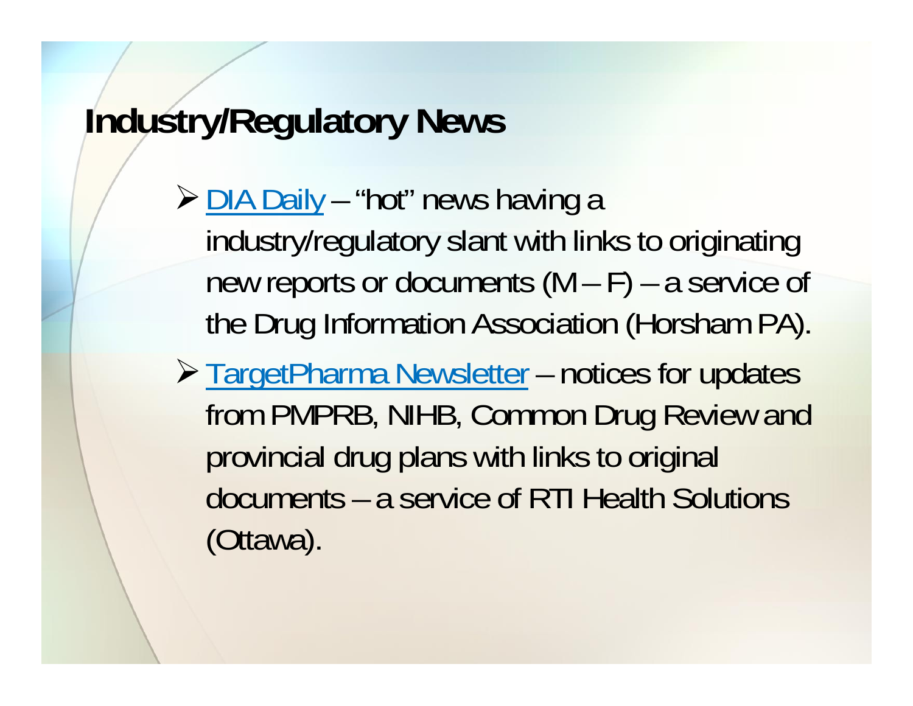# Industry/Regulatory News

- DIA Daily – "hot" news having a industry/regulatory slant with links to originating new reports or documents (M – F) – a service of the Drug Information Association (Horsham PA).
- TargetPharma Newsletter – notices for updates from PMPRB, NIHB, Common Drug Review and provincial drug plans with links to original documents – a service of RTI Health Solutions (Ottawa).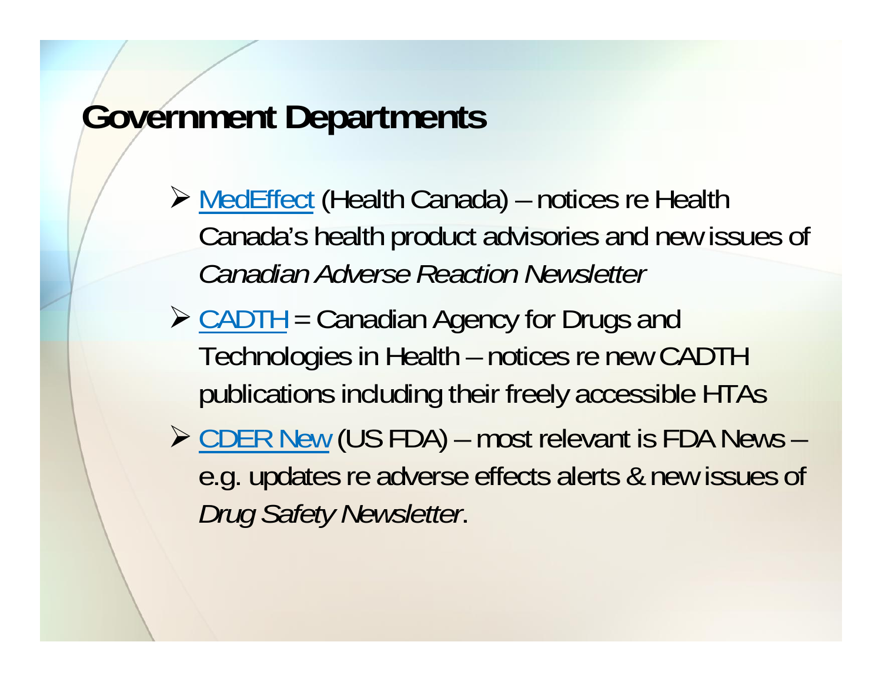# Government Departments

- MedEffect (Health Canada) – notices re Health Canada's health product advisories and new issues of *Canadian Adverse Reaction Newsletter*
- CADTH = Canadian Agency for Drugs and Technologies in Health – notices re new CADTH publications including their freely accessible HTAs
- CDER New (US FDA) – most relevant is FDA News – e.g. updates re adverse effects alerts & new issues of *Drug Safety Newsletter*.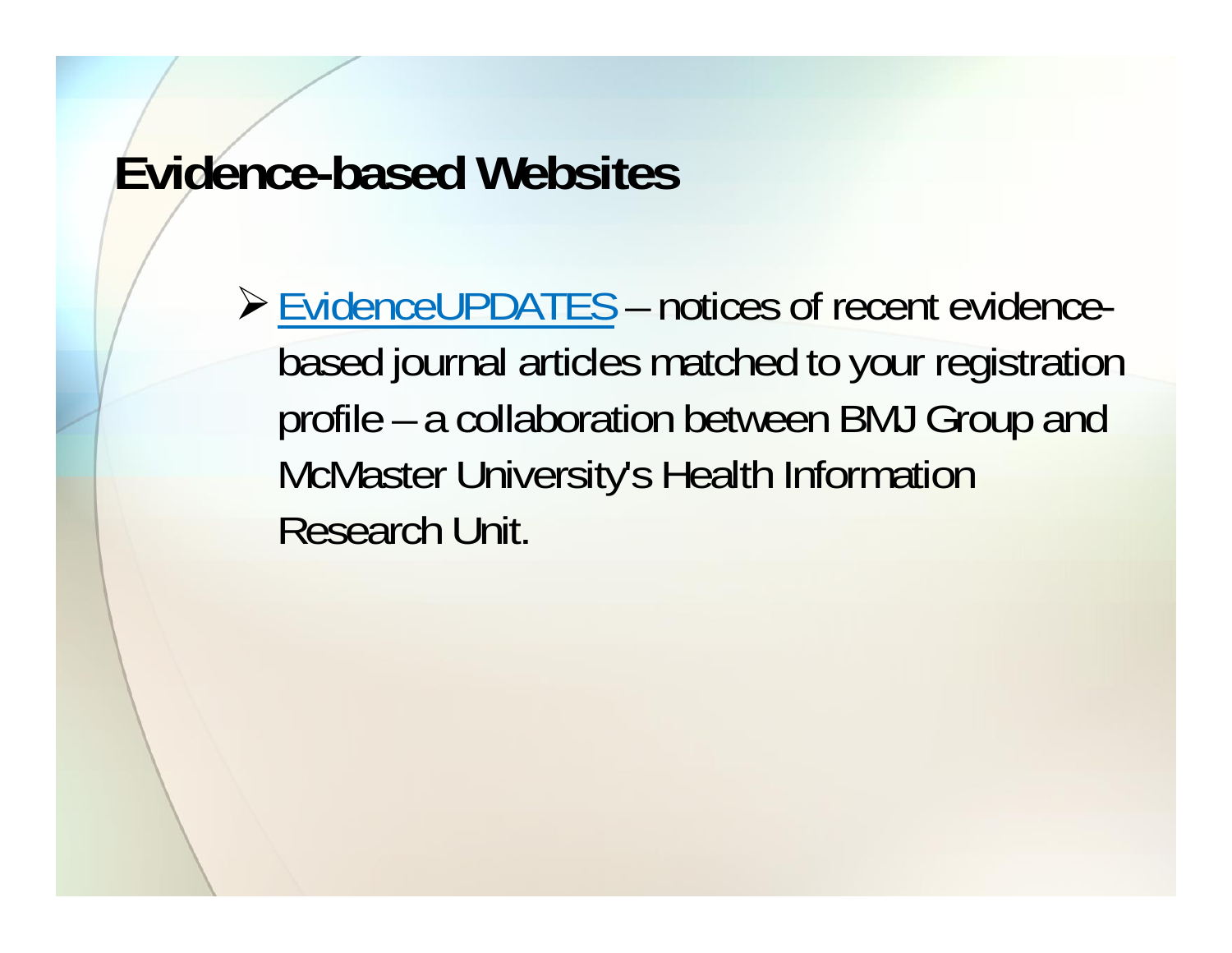# Evidence-based Websites

- EvidenceUPDATES – notices of recent evidence-based journal articles matched to your registration profile – a collaboration between BMJ Group and McMaster University's Health Information Research Unit.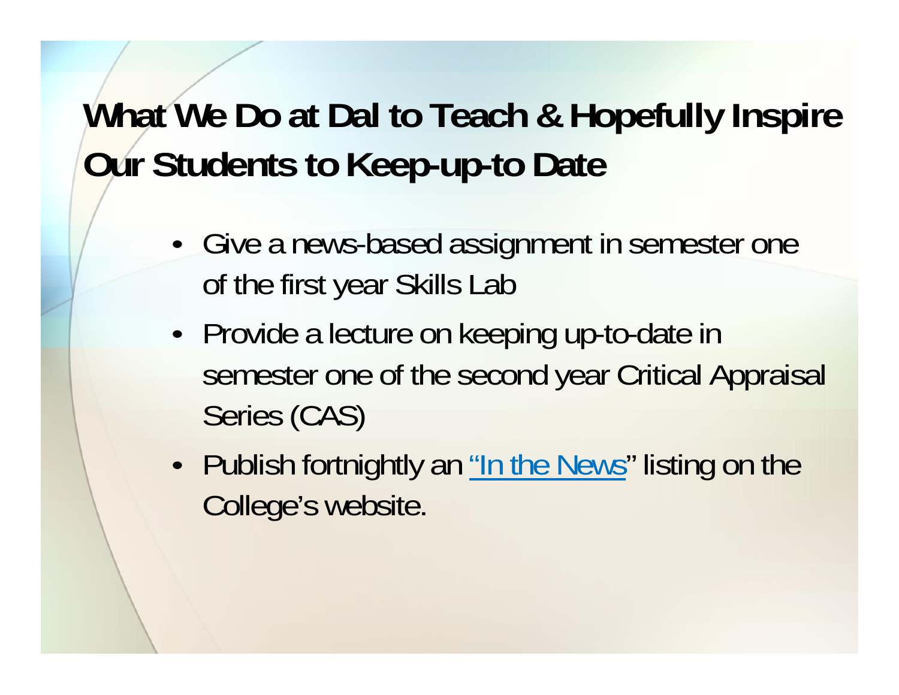# What We Do at Dal to Teach & Hopefully Inspire Our Students to Keep-up-to Date

- Give a news-based assignment in semester one of the first year Skills Lab
- Provide a lecture on keeping up-to-date in semester one of the second year Critical Appraisal Series (CAS)
- Publish fortnightly an "In the News" listing on the College's website.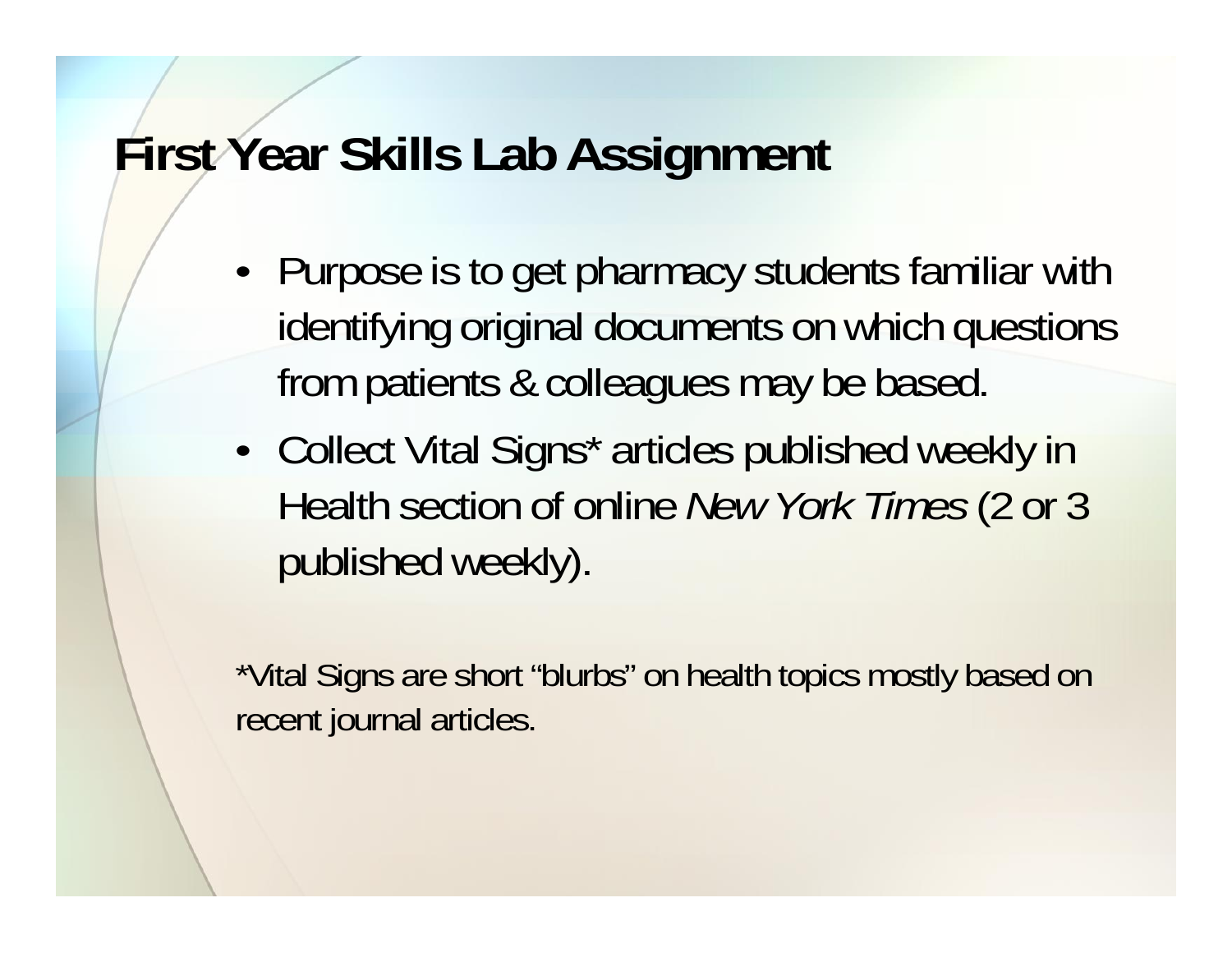# First Year Skills Lab Assignment

- Purpose is to get pharmacy students familiar with identifying original documents on which questions from patients & colleagues may be based.
- Collect Vital Signs* articles published weekly in Health section of online *New York Times* (2 or 3 published weekly).

*Vital Signs are short “blurbs” on health topics mostly based on recent journal articles.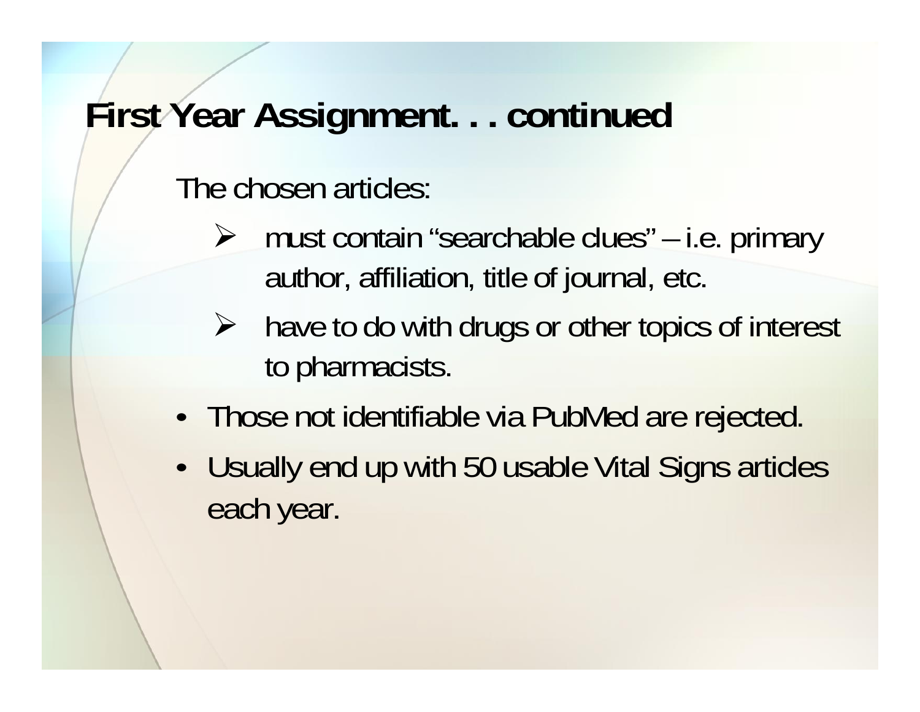# First Year Assignment. . . continued

The chosen articles:

- must contain “searchable clues” – i.e. primary author, affiliation, title of journal, etc.
- have to do with drugs or other topics of interest to pharmacists.

- Those not identifiable via PubMed are rejected.
- Usually end up with 50 usable Vital Signs articles each year.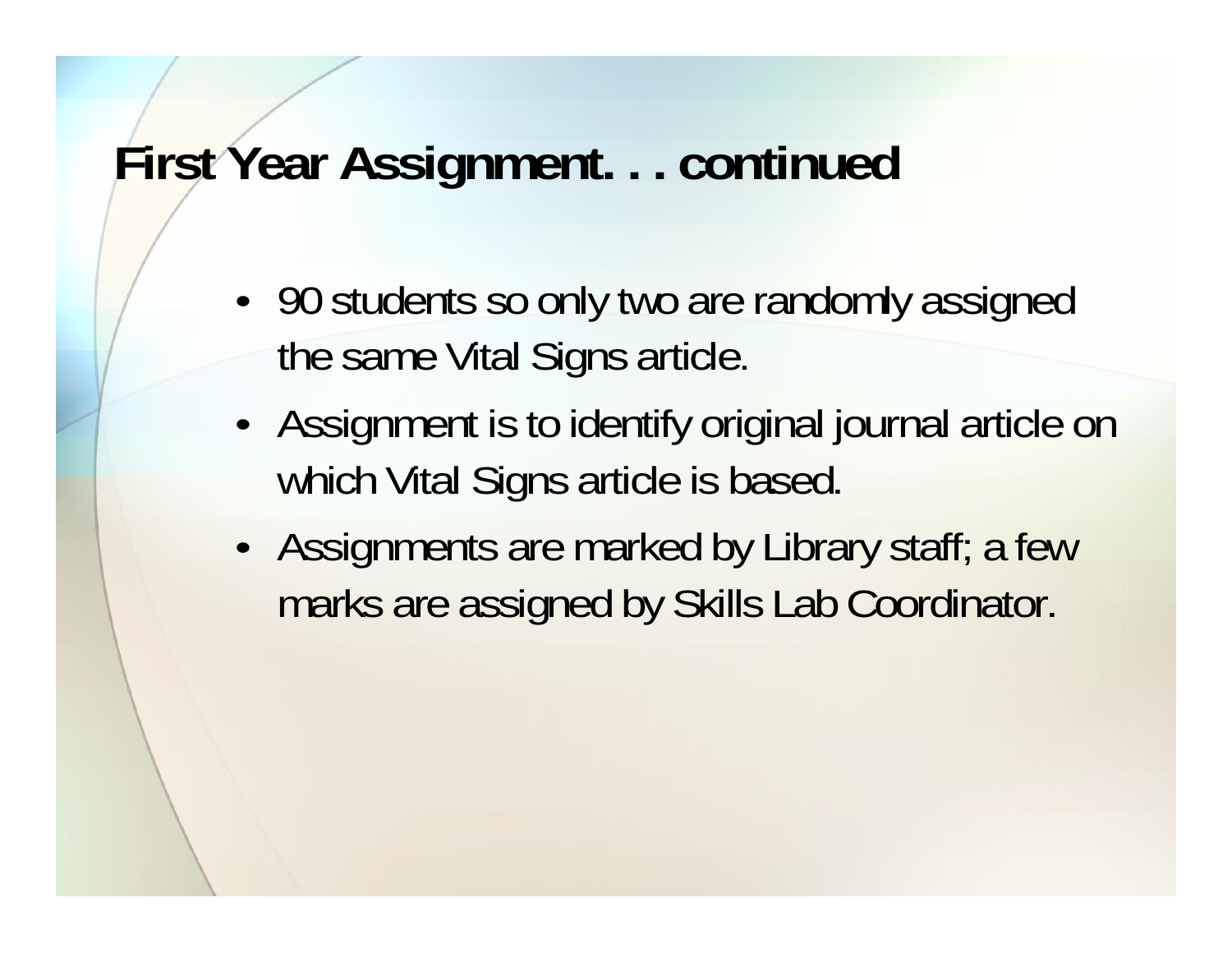# First Year Assignment. . . continued

- 90 students so only two are randomly assigned the same Vital Signs article.
- Assignment is to identify original journal article on which Vital Signs article is based.
- Assignments are marked by Library staff; a few marks are assigned by Skills Lab Coordinator.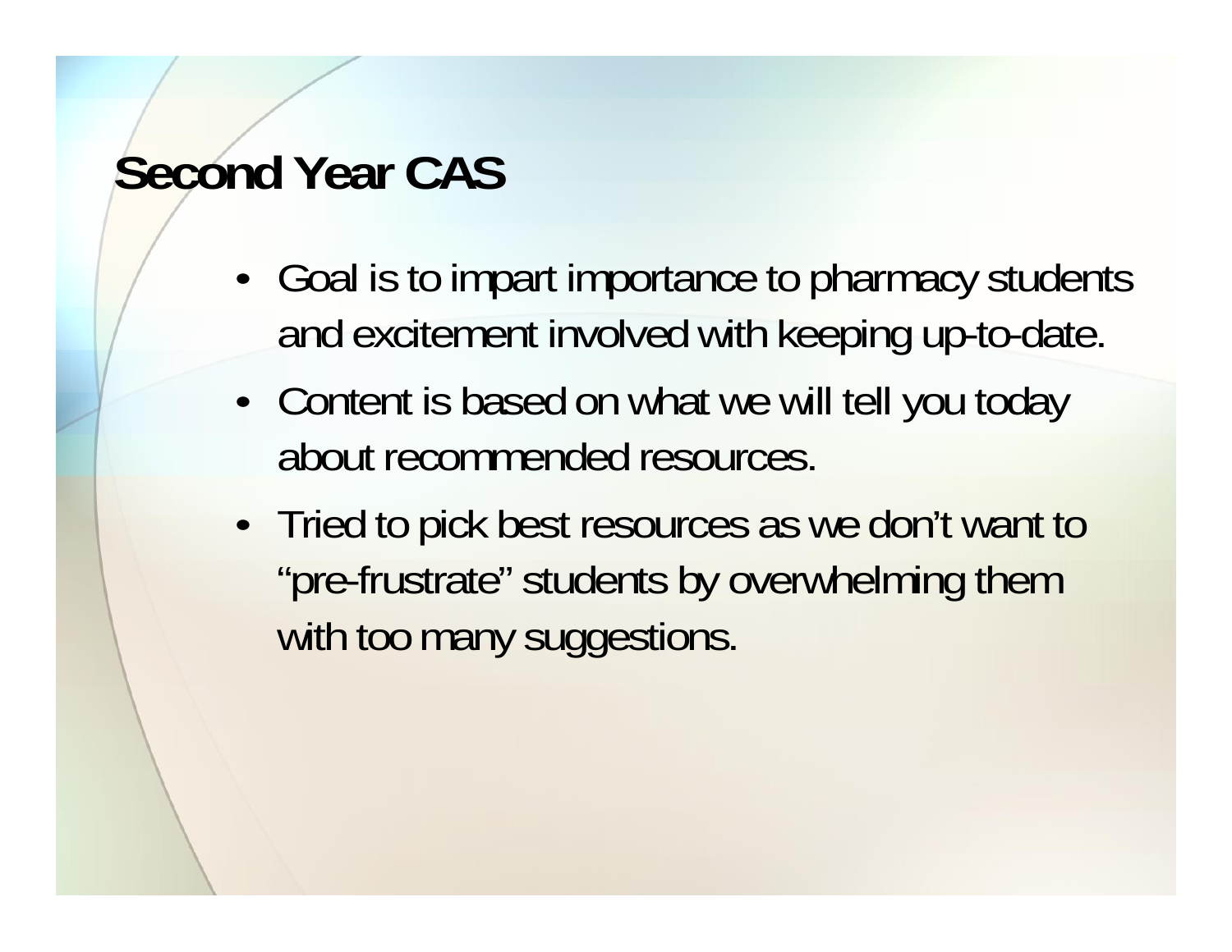# Second Year CAS

- Goal is to impart importance to pharmacy students and excitement involved with keeping up-to-date.
- Content is based on what we will tell you today about recommended resources.
- Tried to pick best resources as we don't want to "pre-frustrate" students by overwhelming them with too many suggestions.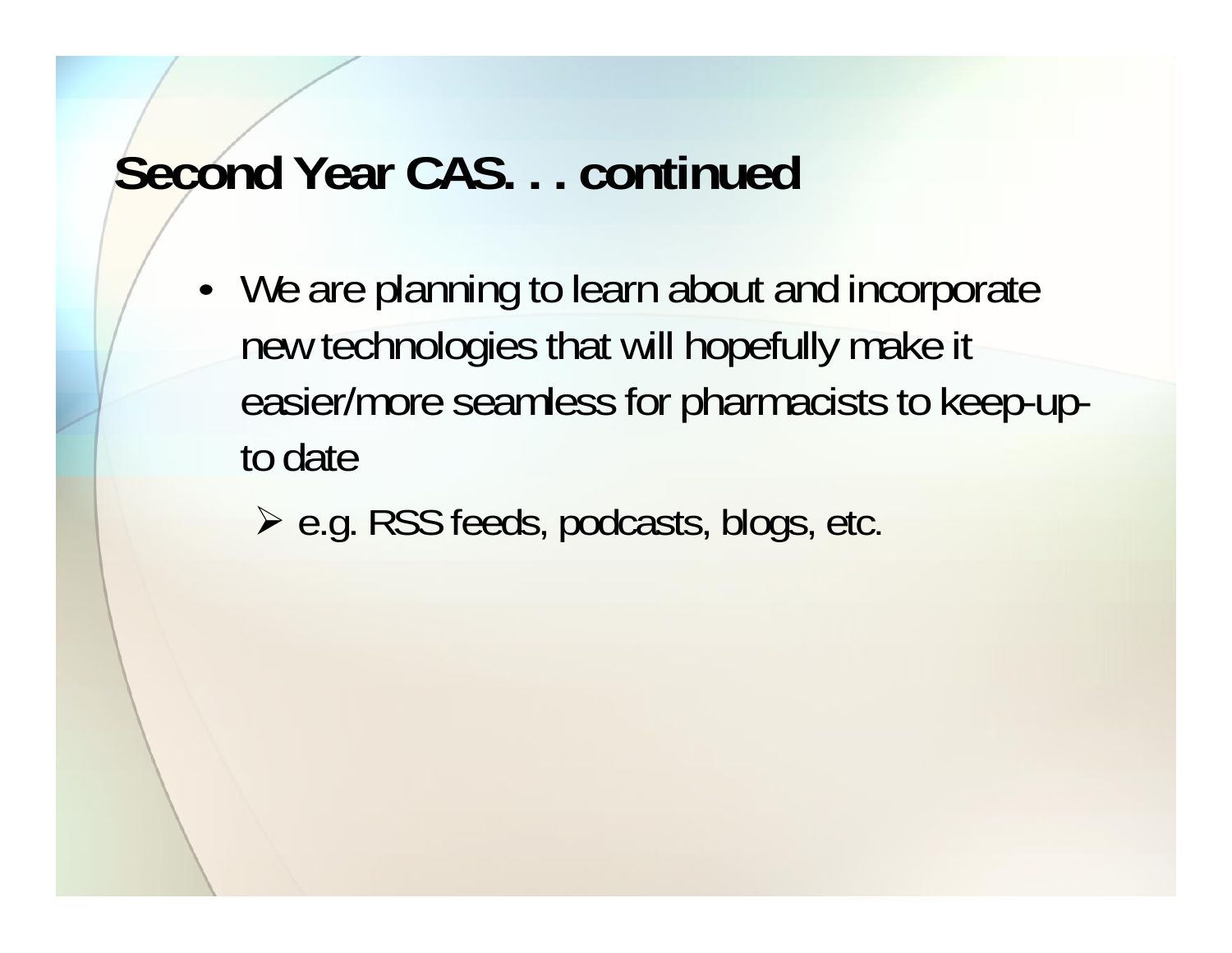# Second Year CAS. . . continued

- We are planning to learn about and incorporate new technologies that will hopefully make it easier/more seamless for pharmacists to keep-up-to date
  - e.g. RSS feeds, podcasts, blogs, etc.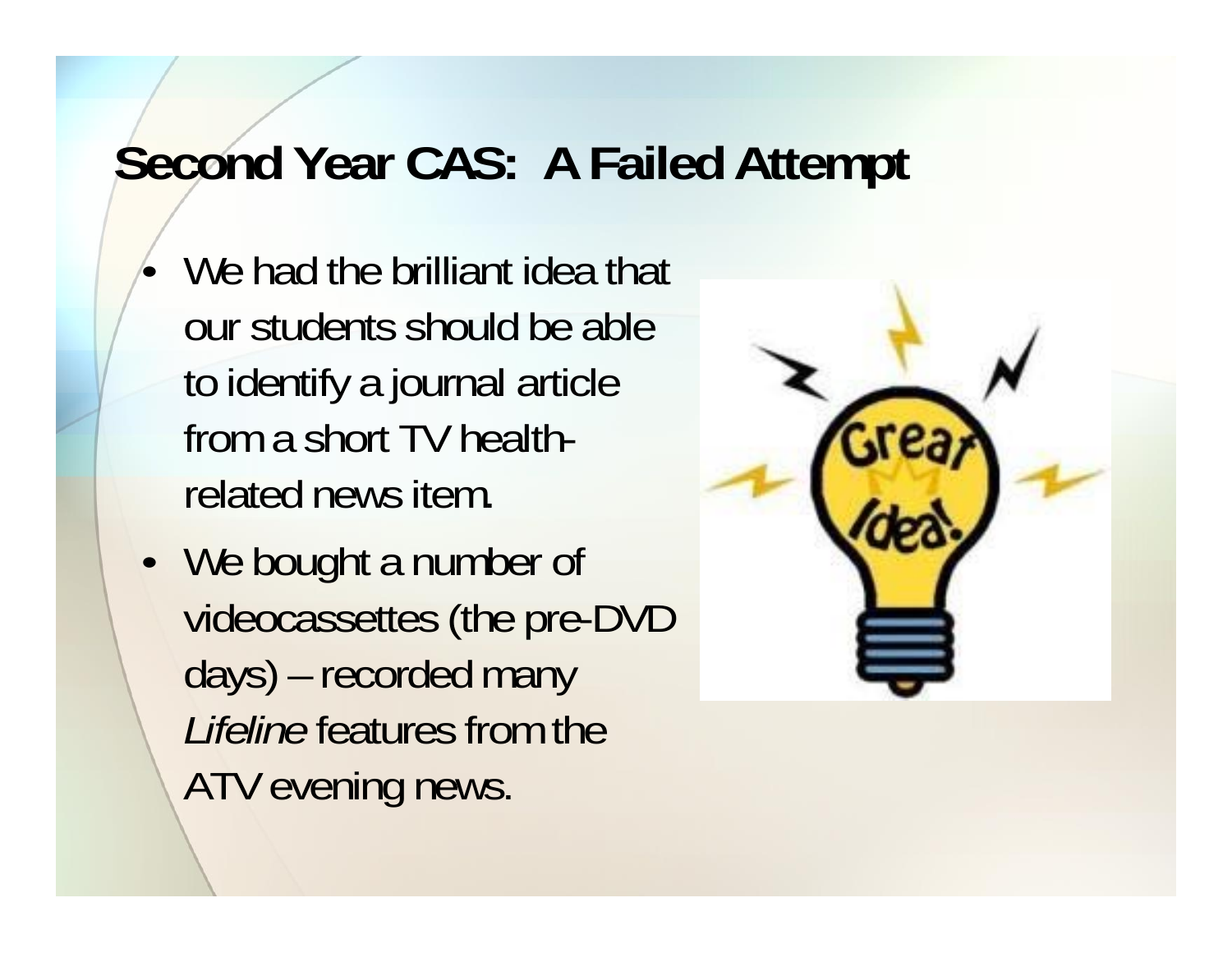# Second Year CAS: A Failed Attempt

- We had the brilliant idea that our students should be able to identify a journal article from a short TV health-related news item.
- We bought a number of videocassettes (the pre-DVD days) – recorded many *Lifeline* features from the ATV evening news.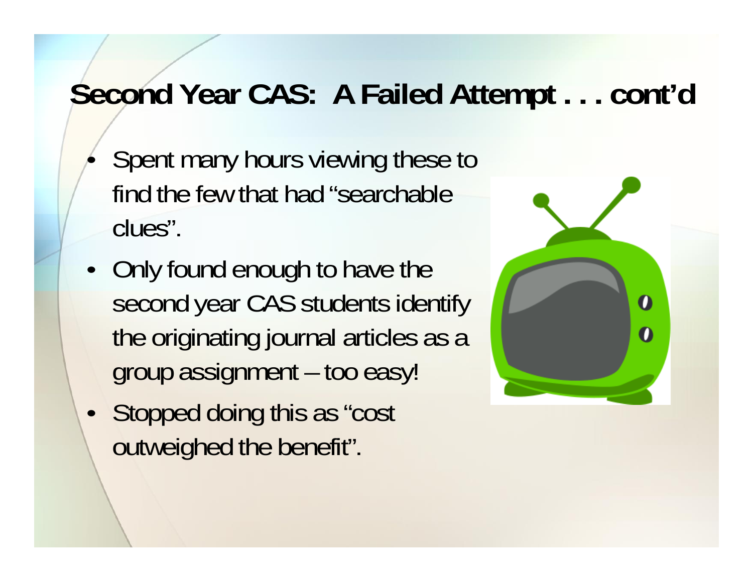# Second Year CAS: A Failed Attempt . . . cont'd

- Spent many hours viewing these to find the few that had "searchable clues".
- Only found enough to have the second year CAS students identify the originating journal articles as a group assignment – too easy!
- Stopped doing this as "cost outweighed the benefit".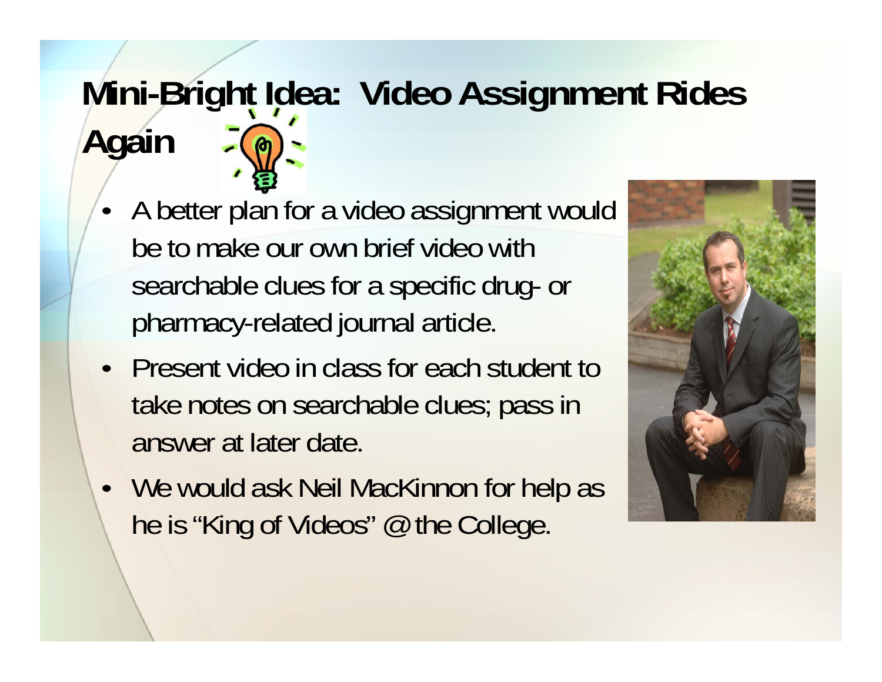# Mini-Bright Idea: Video Assignment Rides Again

- A better plan for a video assignment would be to make our own brief video with searchable clues for a specific drug- or pharmacy-related journal article.
- Present video in class for each student to take notes on searchable clues; pass in answer at later date.
- We would ask Neil MacKinnon for help as he is "King of Videos" @ the College.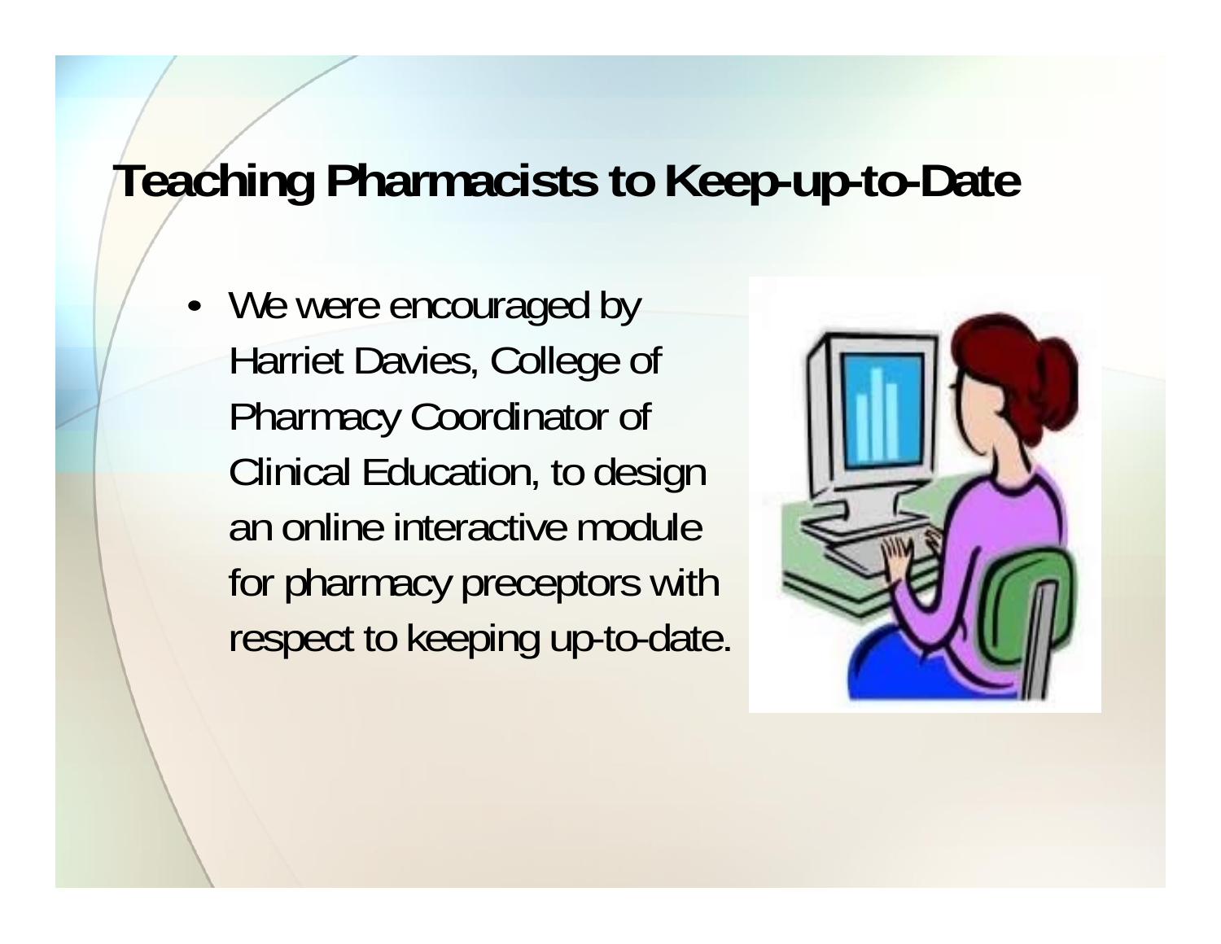# Teaching Pharmacists to Keep-up-to-Date

- We were encouraged by Harriet Davies, College of Pharmacy Coordinator of Clinical Education, to design an online interactive module for pharmacy preceptors with respect to keeping up-to-date.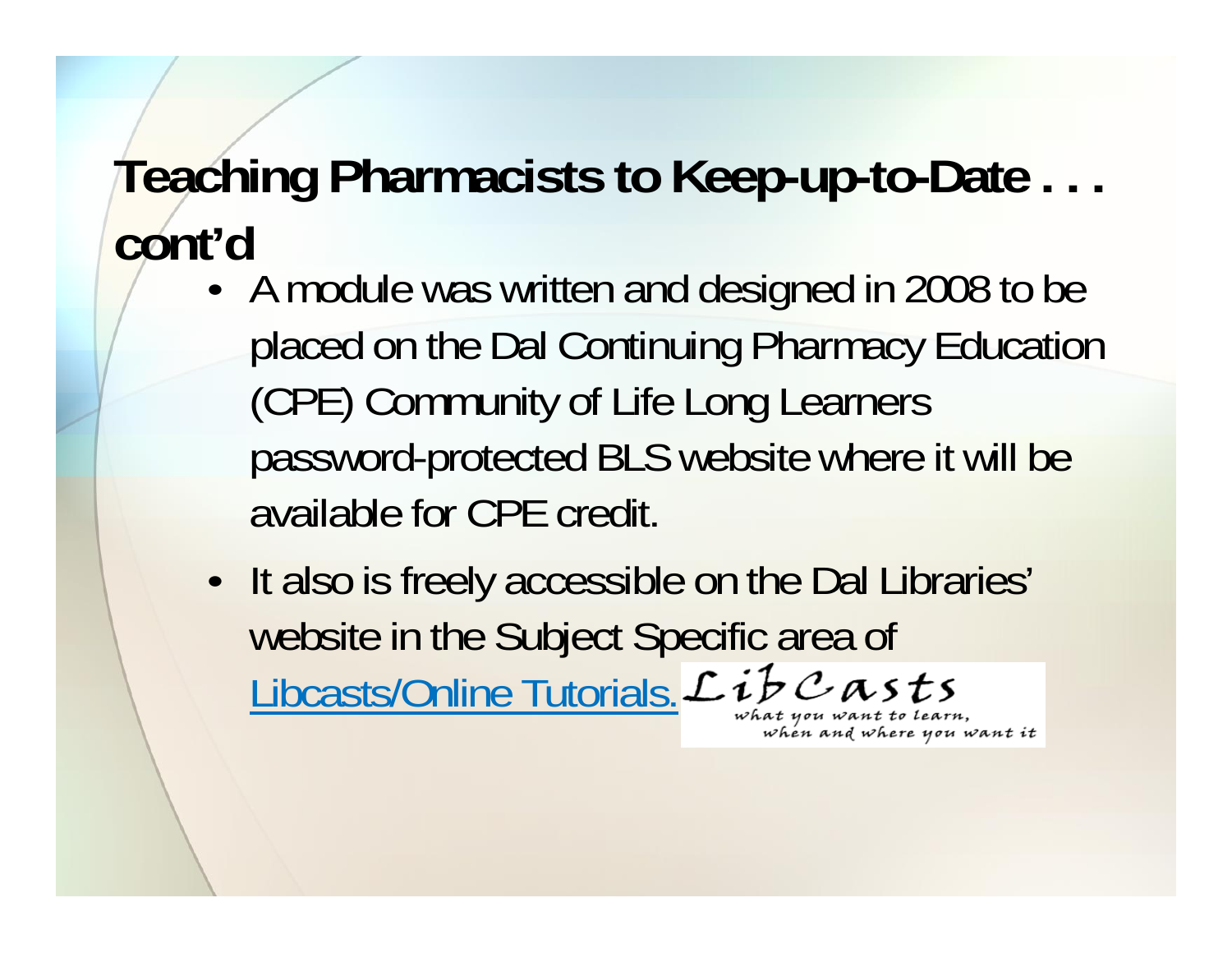# Teaching Pharmacists to Keep-up-to-Date . . . cont'd

- A module was written and designed in 2008 to be placed on the Dal Continuing Pharmacy Education (CPE) Community of Life Long Learners password-protected BLS website where it will be available for CPE credit.
- It also is freely accessible on the Dal Libraries' website in the Subject Specific area of Libcasts/Online Tutorials.

LibCasts
what you want to learn, when and where you want it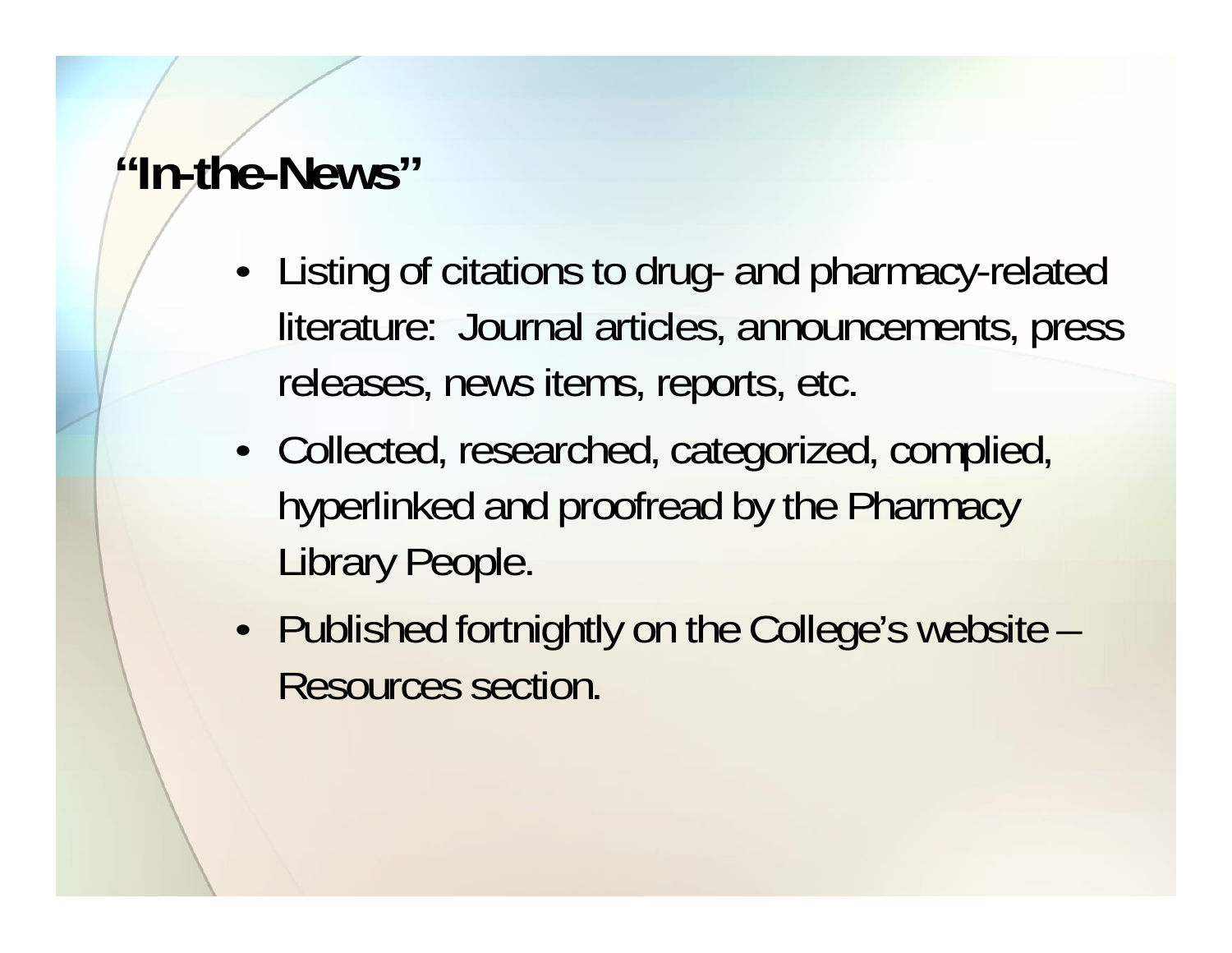# "In-the-News"

- Listing of citations to drug- and pharmacy-related literature: Journal articles, announcements, press releases, news items, reports, etc.
- Collected, researched, categorized, complied, hyperlinked and proofread by the Pharmacy Library People.
- Published fortnightly on the College's website – Resources section.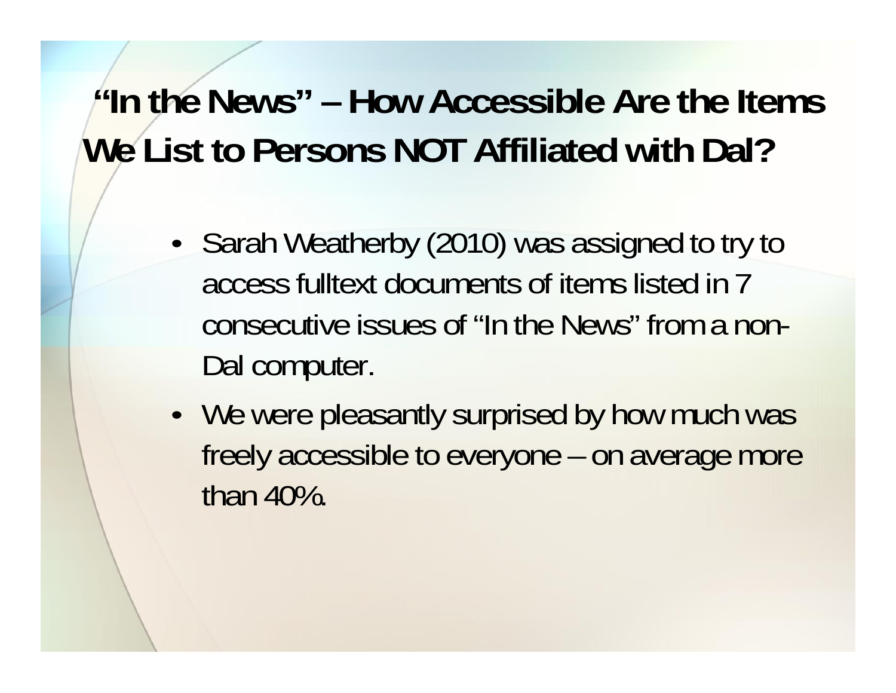# "In the News" – How Accessible Are the Items We List to Persons NOT Affiliated with Dal?

- Sarah Weatherby (2010) was assigned to try to access fulltext documents of items listed in 7 consecutive issues of "In the News" from a non-Dal computer.
- We were pleasantly surprised by how much was freely accessible to everyone – on average more than 40%.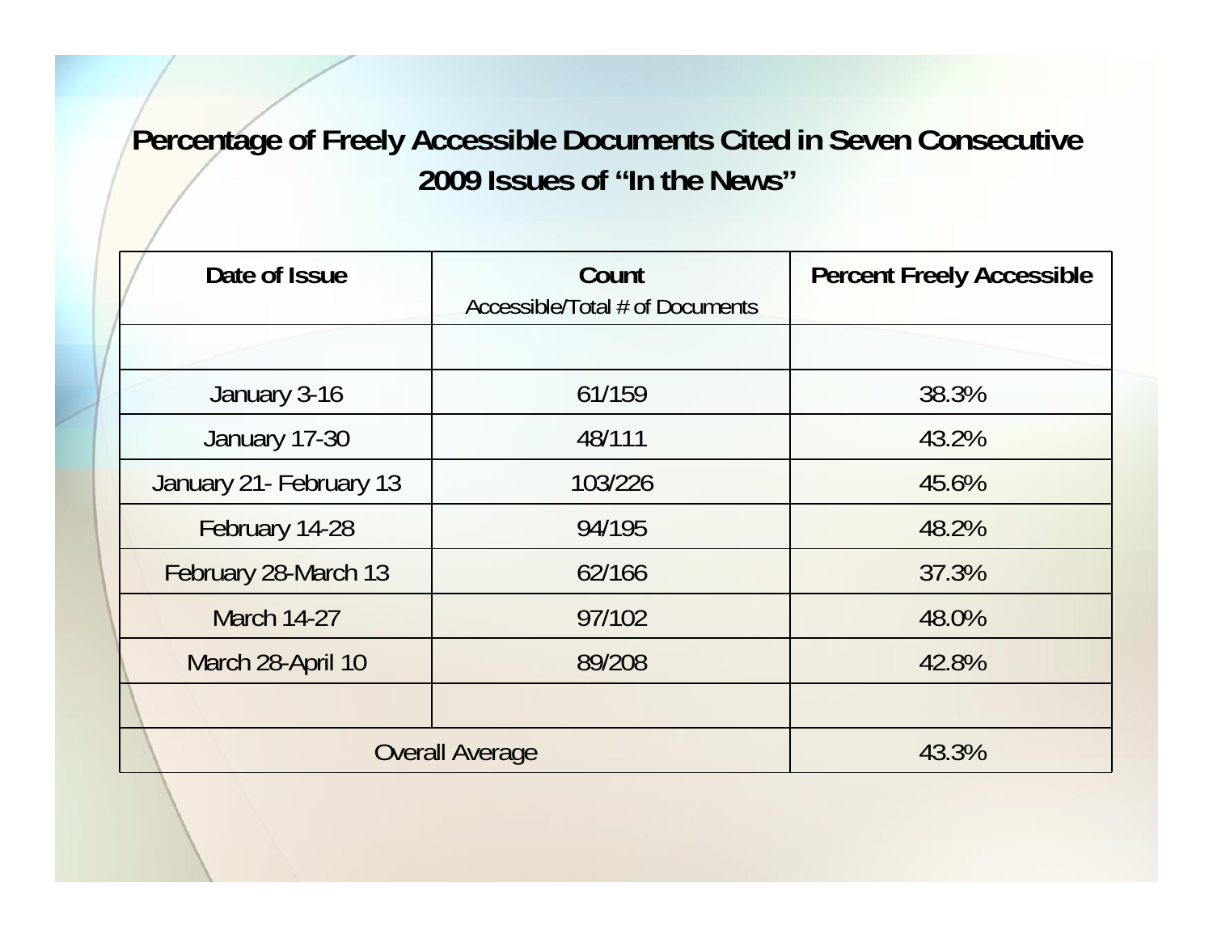## Percentage of Freely Accessible Documents Cited in Seven Consecutive 2009 Issues of "In the News"

| Date of Issue | Count<br>Accessible/Total # of Documents | Percent Freely Accessible |
|---|---|---|
| | | |
| January 3-16 | 61/159 | 38.3% |
| January 17-30 | 48/111 | 43.2% |
| January 21- February 13 | 103/226 | 45.6% |
| February 14-28 | 94/195 | 48.2% |
| February 28-March 13 | 62/166 | 37.3% |
| March 14-27 | 97/102 | 48.0% |
| March 28-April 10 | 89/208 | 42.8% |
| | | |
| Overall Average | | 43.3% |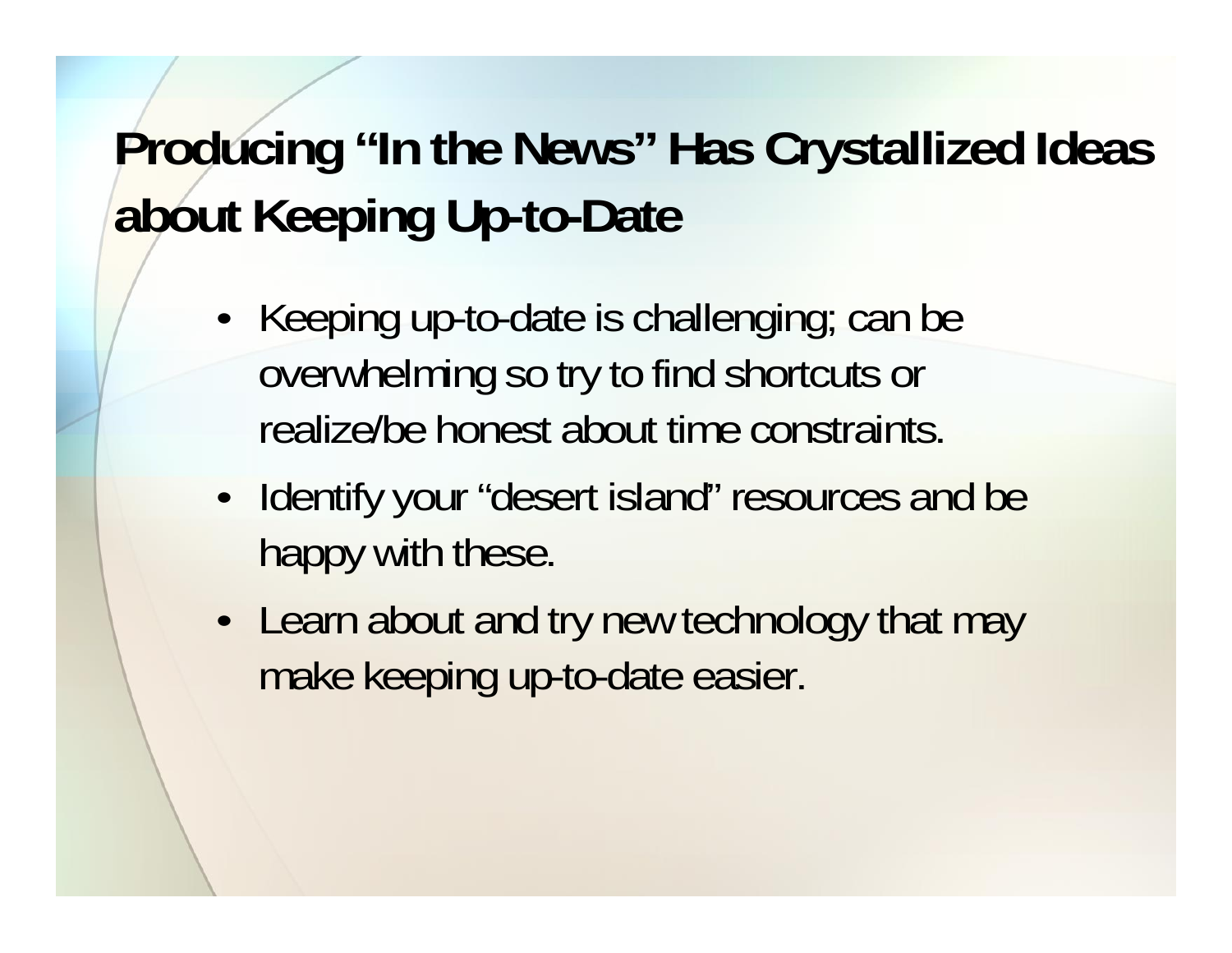# Producing "In the News" Has Crystallized Ideas about Keeping Up-to-Date

- Keeping up-to-date is challenging; can be overwhelming so try to find shortcuts or realize/be honest about time constraints.
- Identify your "desert island" resources and be happy with these.
- Learn about and try new technology that may make keeping up-to-date easier.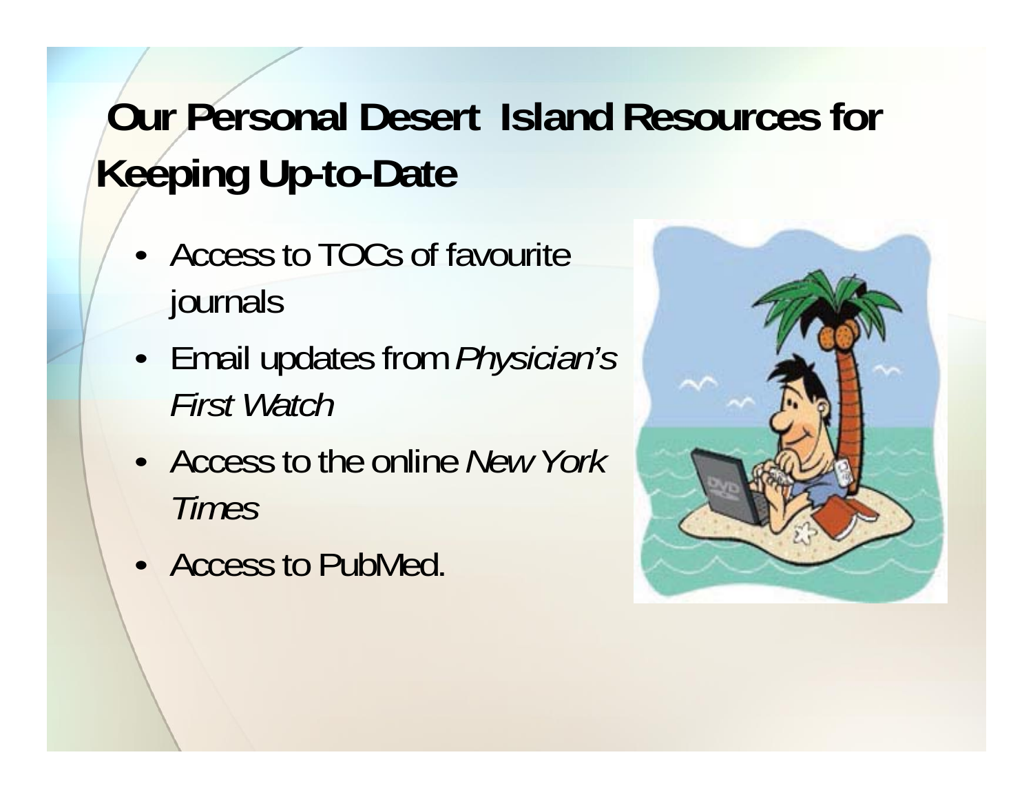# Our Personal Desert Island Resources for Keeping Up-to-Date

- Access to TOCs of favourite journals
- Email updates from *Physician's First Watch*
- Access to the online *New York Times*
- Access to PubMed.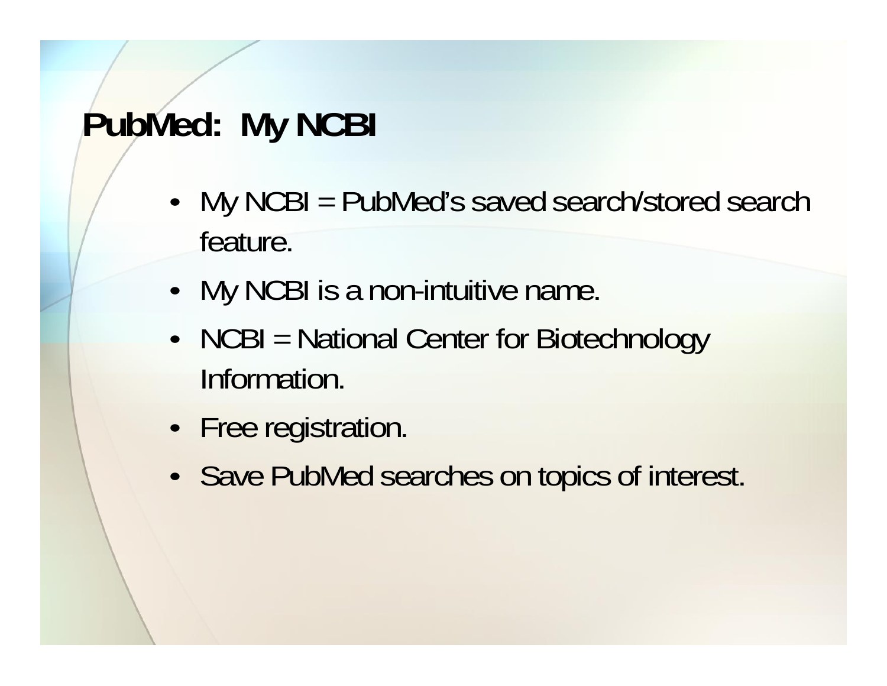# PubMed: My NCBI

- My NCBI = PubMed's saved search/stored search feature.
- My NCBI is a non-intuitive name.
- NCBI = National Center for Biotechnology Information.
- Free registration.
- Save PubMed searches on topics of interest.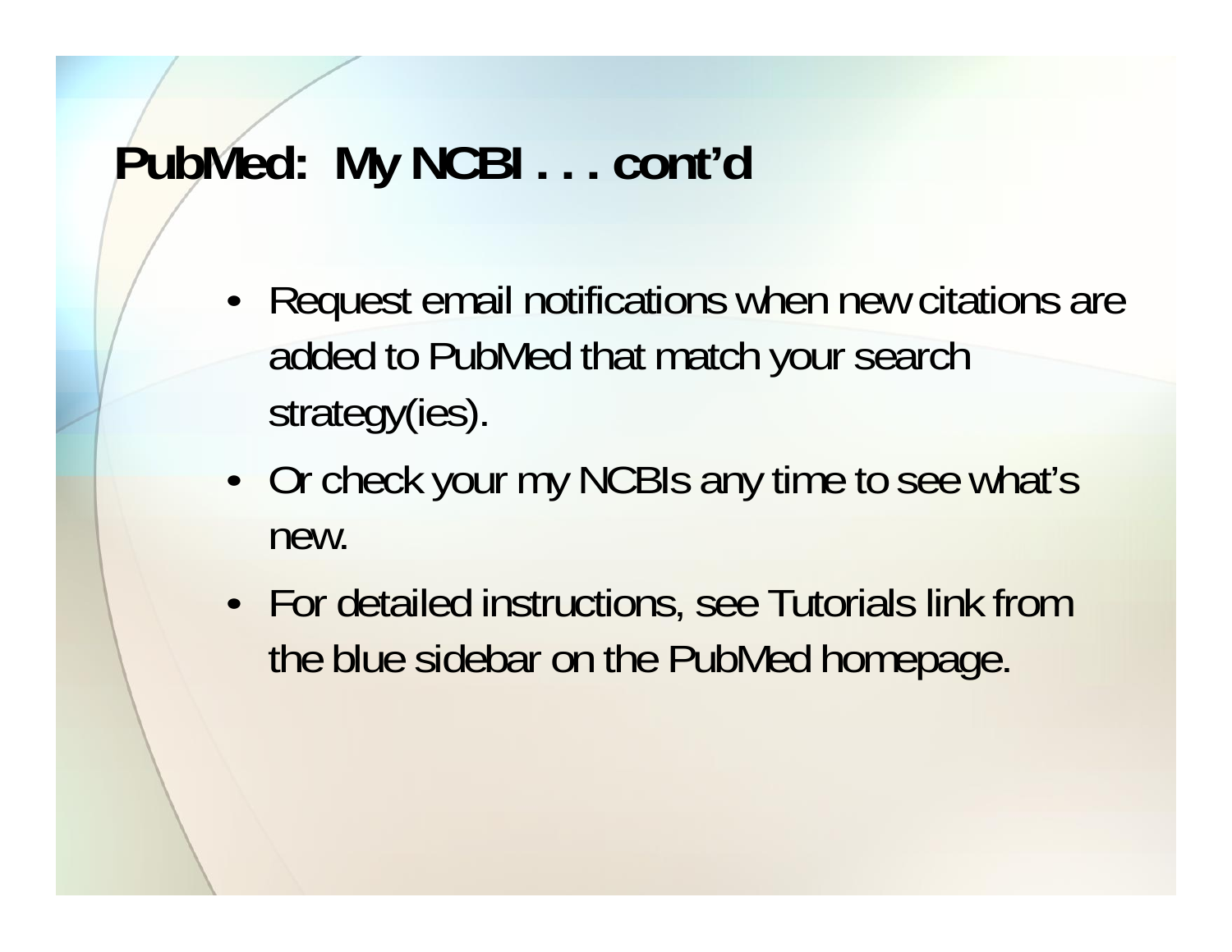# PubMed: My NCBI . . . cont'd

- Request email notifications when new citations are added to PubMed that match your search strategy(ies).
- Or check your my NCBIs any time to see what's new.
- For detailed instructions, see Tutorials link from the blue sidebar on the PubMed homepage.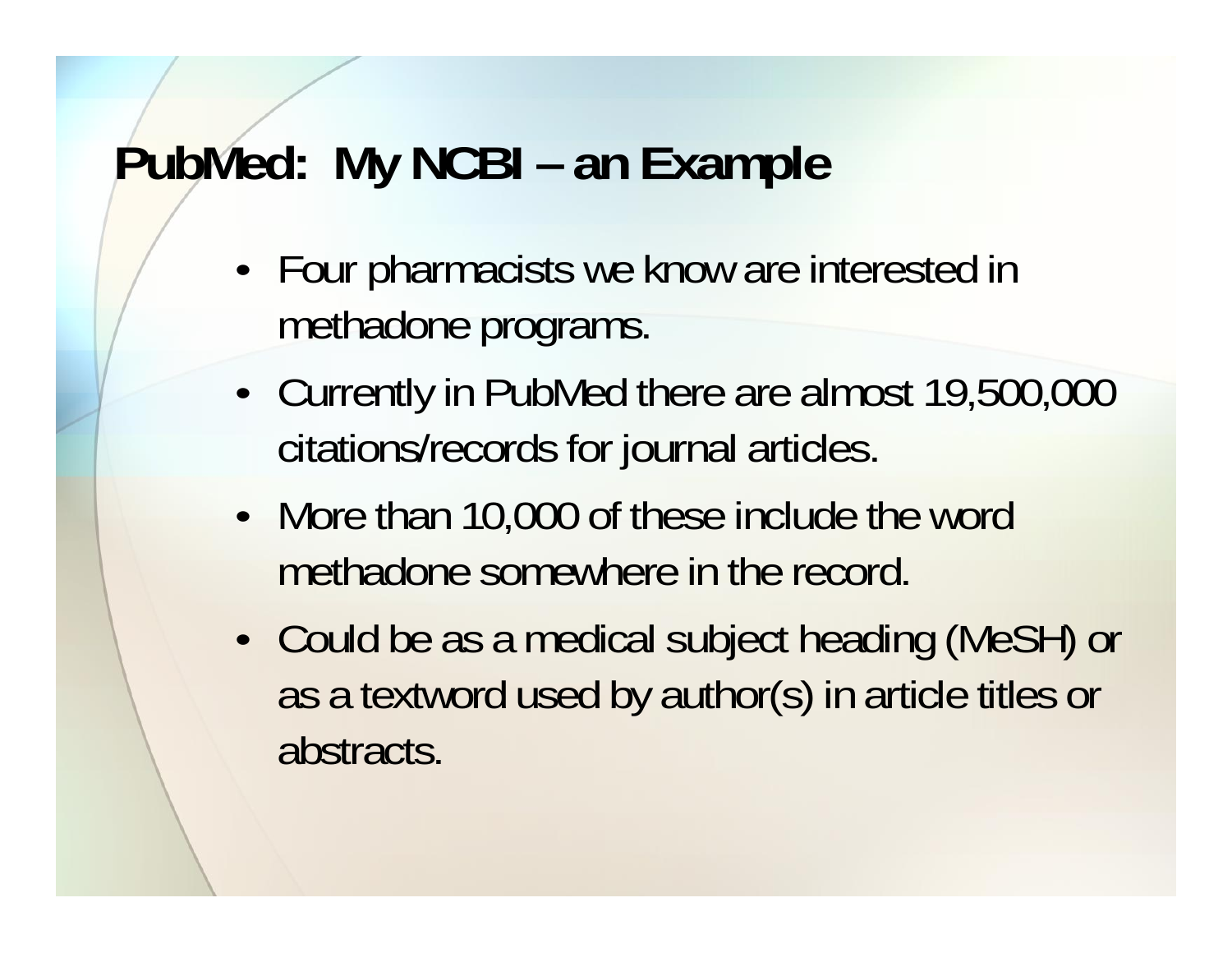# PubMed: My NCBI – an Example

- Four pharmacists we know are interested in methadone programs.
- Currently in PubMed there are almost 19,500,000 citations/records for journal articles.
- More than 10,000 of these include the word methadone somewhere in the record.
- Could be as a medical subject heading (MeSH) or as a textword used by author(s) in article titles or abstracts.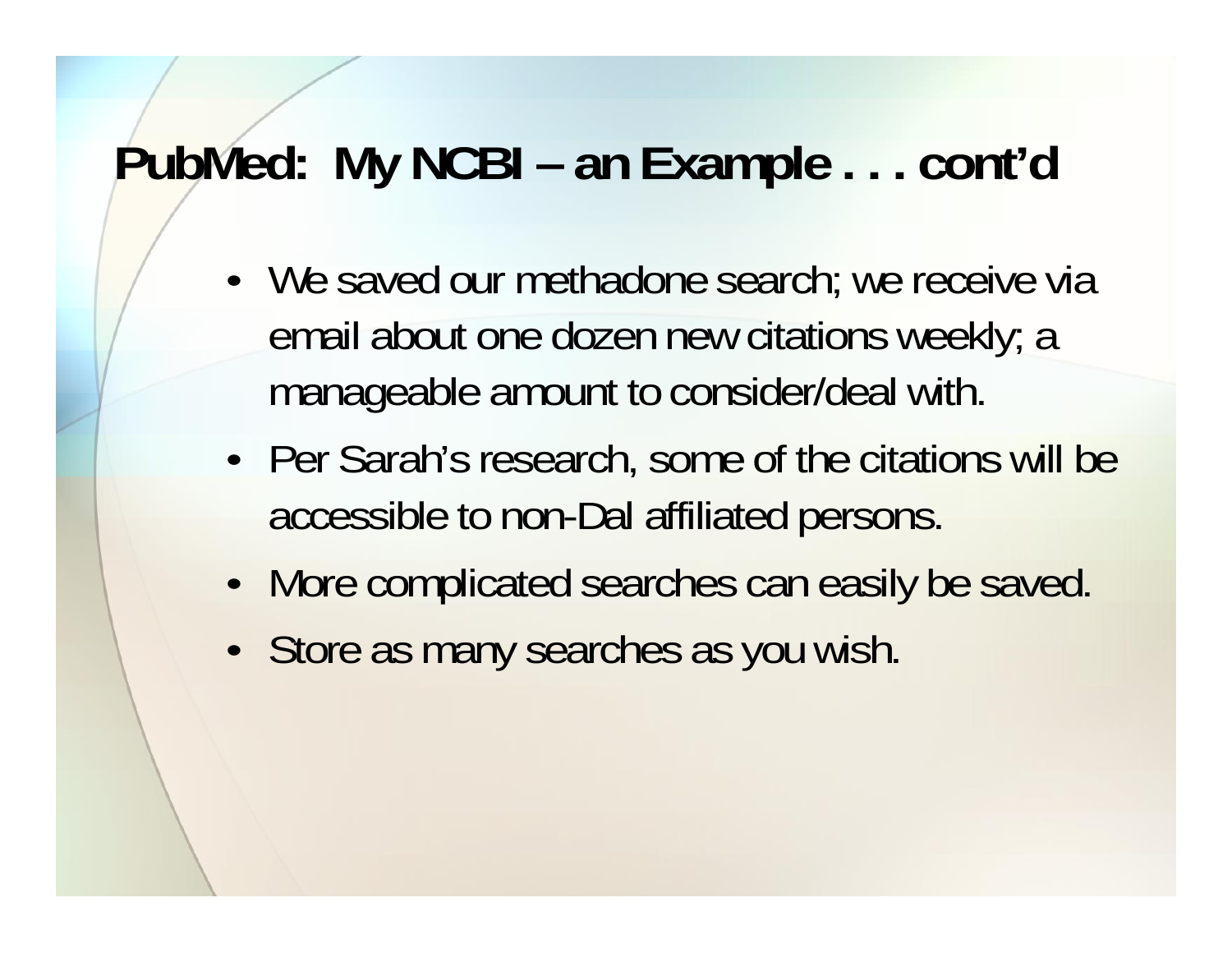# PubMed: My NCBI – an Example . . . cont'd

- We saved our methadone search; we receive via email about one dozen new citations weekly; a manageable amount to consider/deal with.
- Per Sarah's research, some of the citations will be accessible to non-Dal affiliated persons.
- More complicated searches can easily be saved.
- Store as many searches as you wish.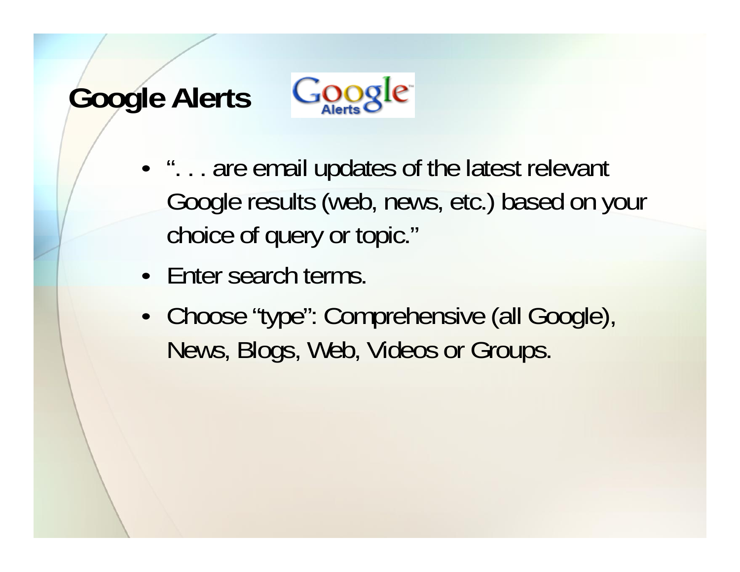# Google Alerts

- ". . . are email updates of the latest relevant Google results (web, news, etc.) based on your choice of query or topic."
- Enter search terms.
- Choose "type": Comprehensive (all Google), News, Blogs, Web, Videos or Groups.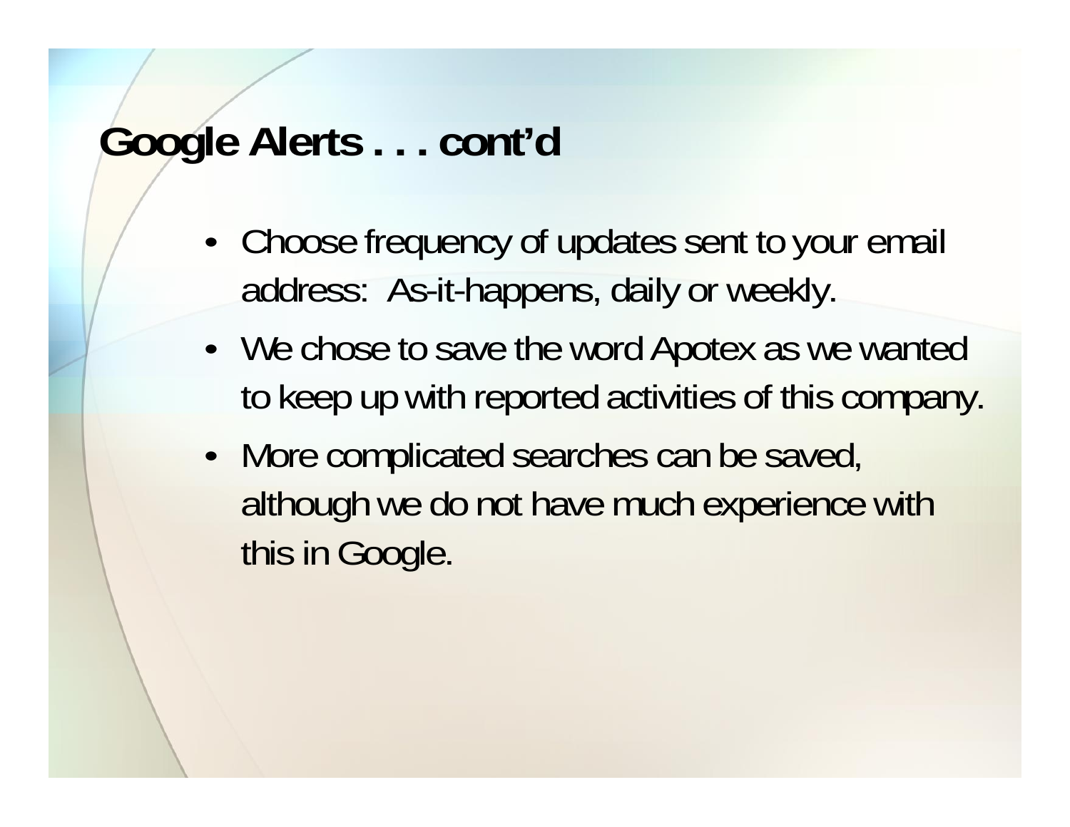# Google Alerts . . . cont'd

- Choose frequency of updates sent to your email address: As-it-happens, daily or weekly.
- We chose to save the word Apotex as we wanted to keep up with reported activities of this company.
- More complicated searches can be saved, although we do not have much experience with this in Google.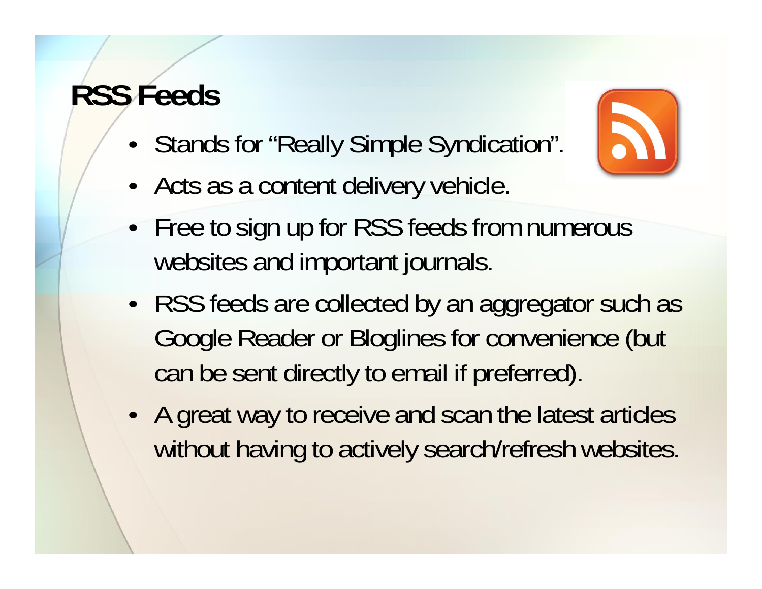# RSS Feeds

- Stands for "Really Simple Syndication".
- Acts as a content delivery vehicle.
- Free to sign up for RSS feeds from numerous websites and important journals.
- RSS feeds are collected by an aggregator such as Google Reader or Bloglines for convenience (but can be sent directly to email if preferred).
- A great way to receive and scan the latest articles without having to actively search/refresh websites.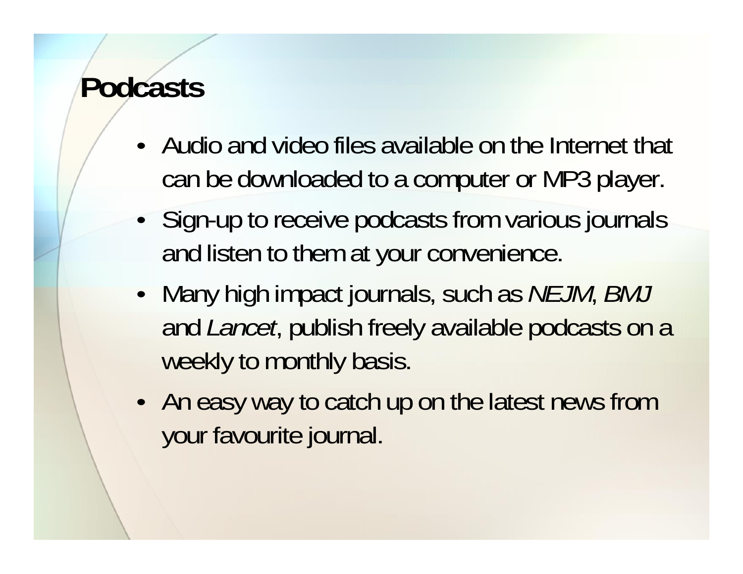# Podcasts

- Audio and video files available on the Internet that can be downloaded to a computer or MP3 player.
- Sign-up to receive podcasts from various journals and listen to them at your convenience.
- Many high impact journals, such as *NEJM*, *BMJ* and *Lancet*, publish freely available podcasts on a weekly to monthly basis.
- An easy way to catch up on the latest news from your favourite journal.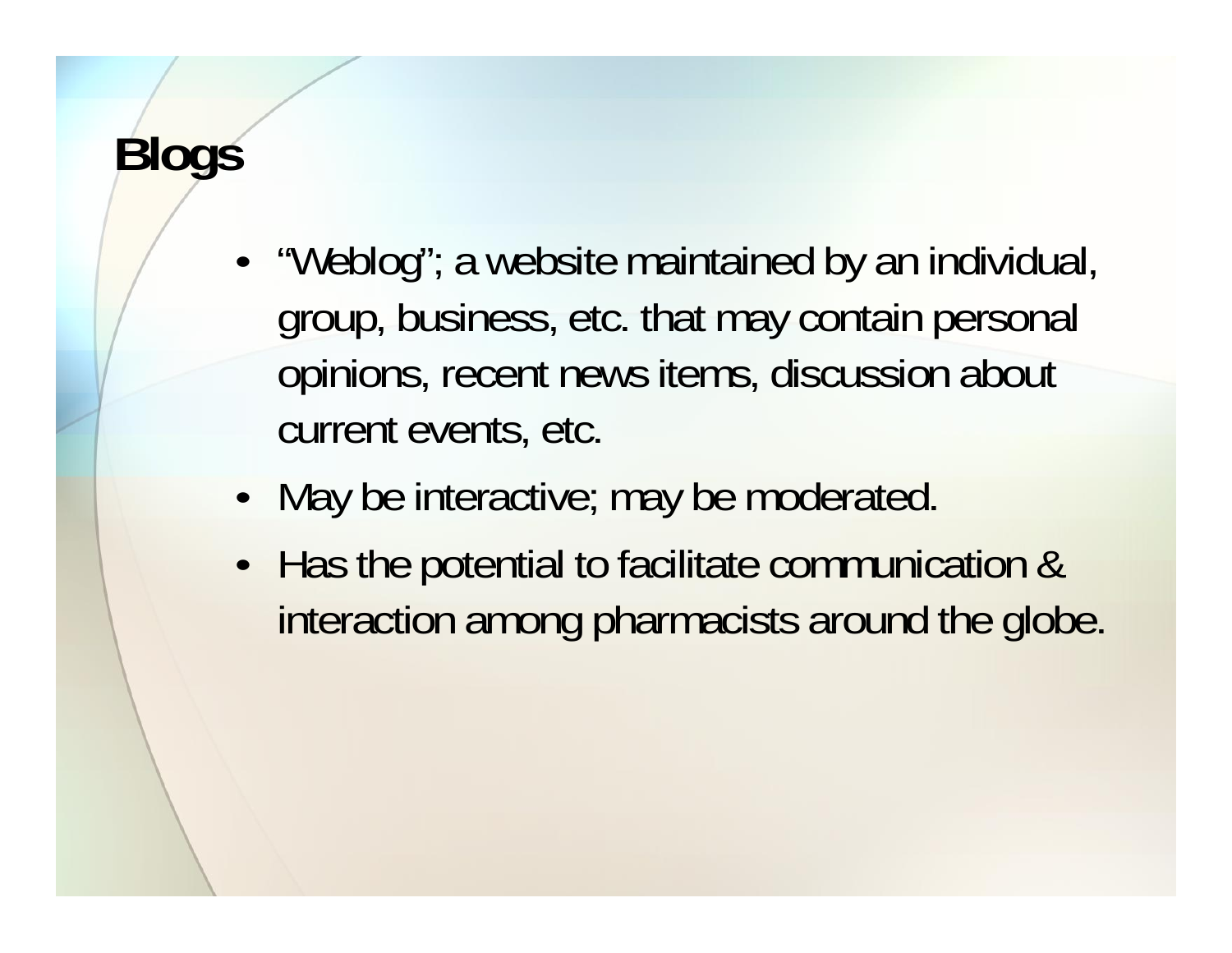# Blogs

- "Weblog"; a website maintained by an individual, group, business, etc. that may contain personal opinions, recent news items, discussion about current events, etc.
- May be interactive; may be moderated.
- Has the potential to facilitate communication & interaction among pharmacists around the globe.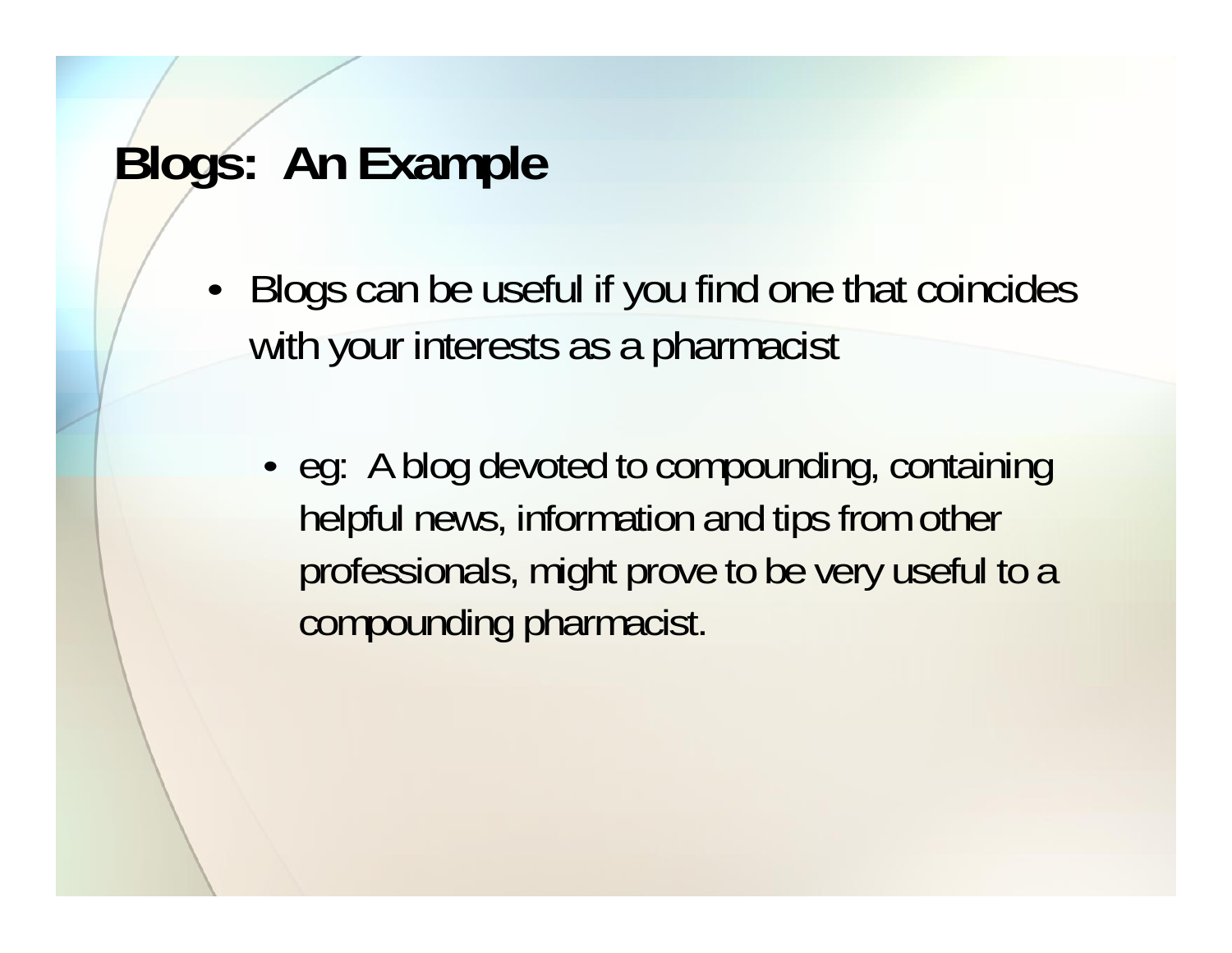# Blogs: An Example

- Blogs can be useful if you find one that coincides with your interests as a pharmacist
  - eg: A blog devoted to compounding, containing helpful news, information and tips from other professionals, might prove to be very useful to a compounding pharmacist.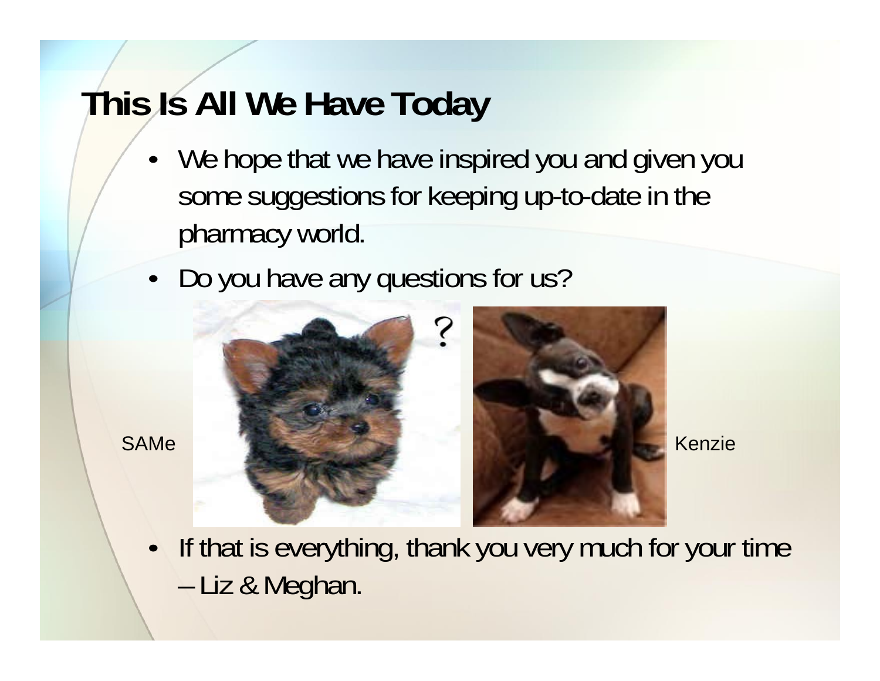# This Is All We Have Today

- We hope that we have inspired you and given you some suggestions for keeping up-to-date in the pharmacy world.
- Do you have any questions for us?

SAMe

Kenzie

- If that is everything, thank you very much for your time – Liz & Meghan.